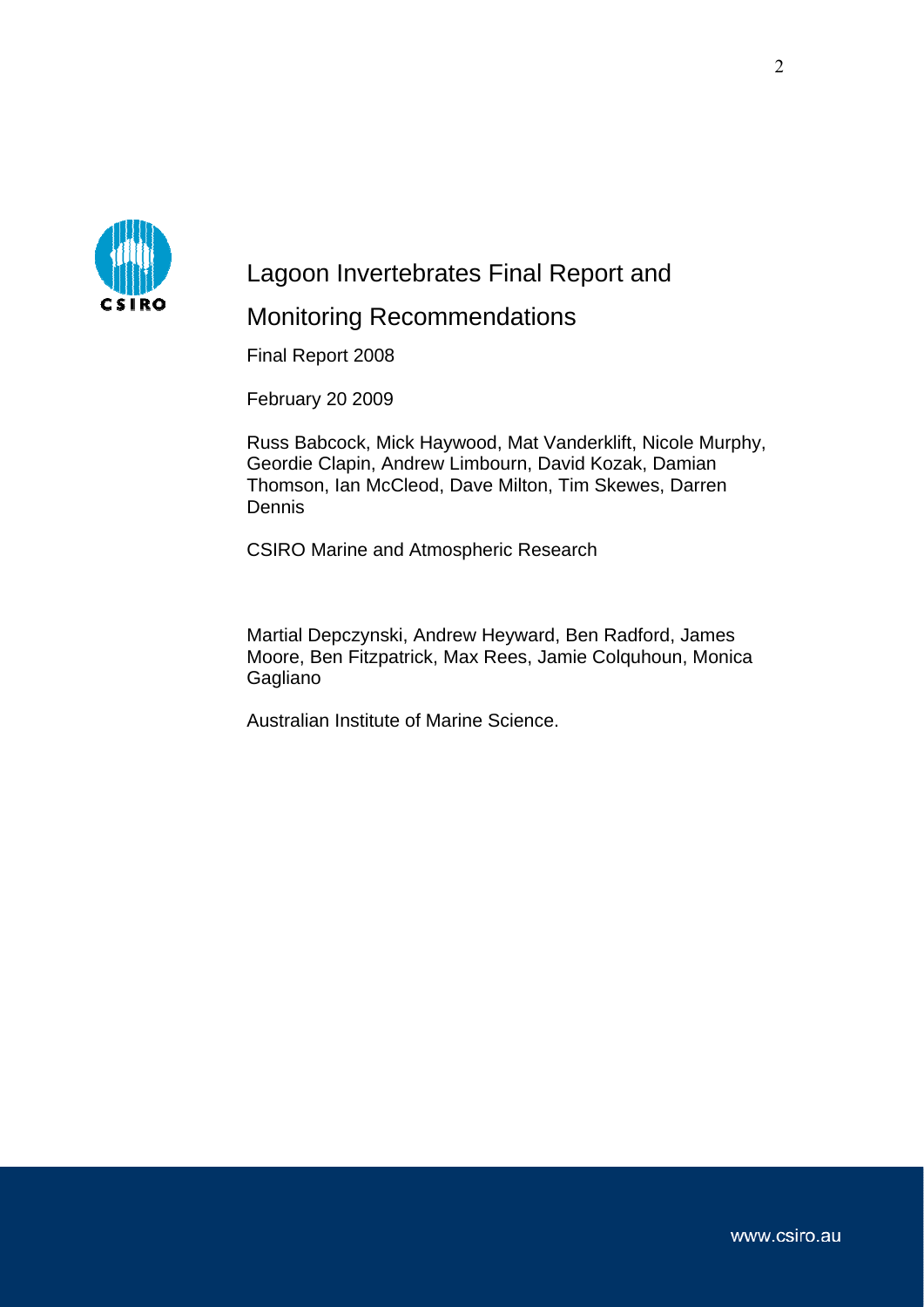# Lagoon Invertebrates Final Report and Monitoring Recommendations

Final Report 2008

February 20 2009

Russ Babcock, Mick Haywood, Mat Vanderklift, Nicole Murphy, Geordie Clapin, Andrew Limbourn, David Kozak, Damian Thomson, Ian McCleod, Dave Milton, Tim Skewes, Darren Dennis

CSIRO Marine and Atmospheric Research

Martial Depczynski, Andrew Heyward, Ben Radford, James Moore, Ben Fitzpatrick, Max Rees, Jamie Colquhoun, Monica Gagliano

Australian Institute of Marine Science.

www.csiro.au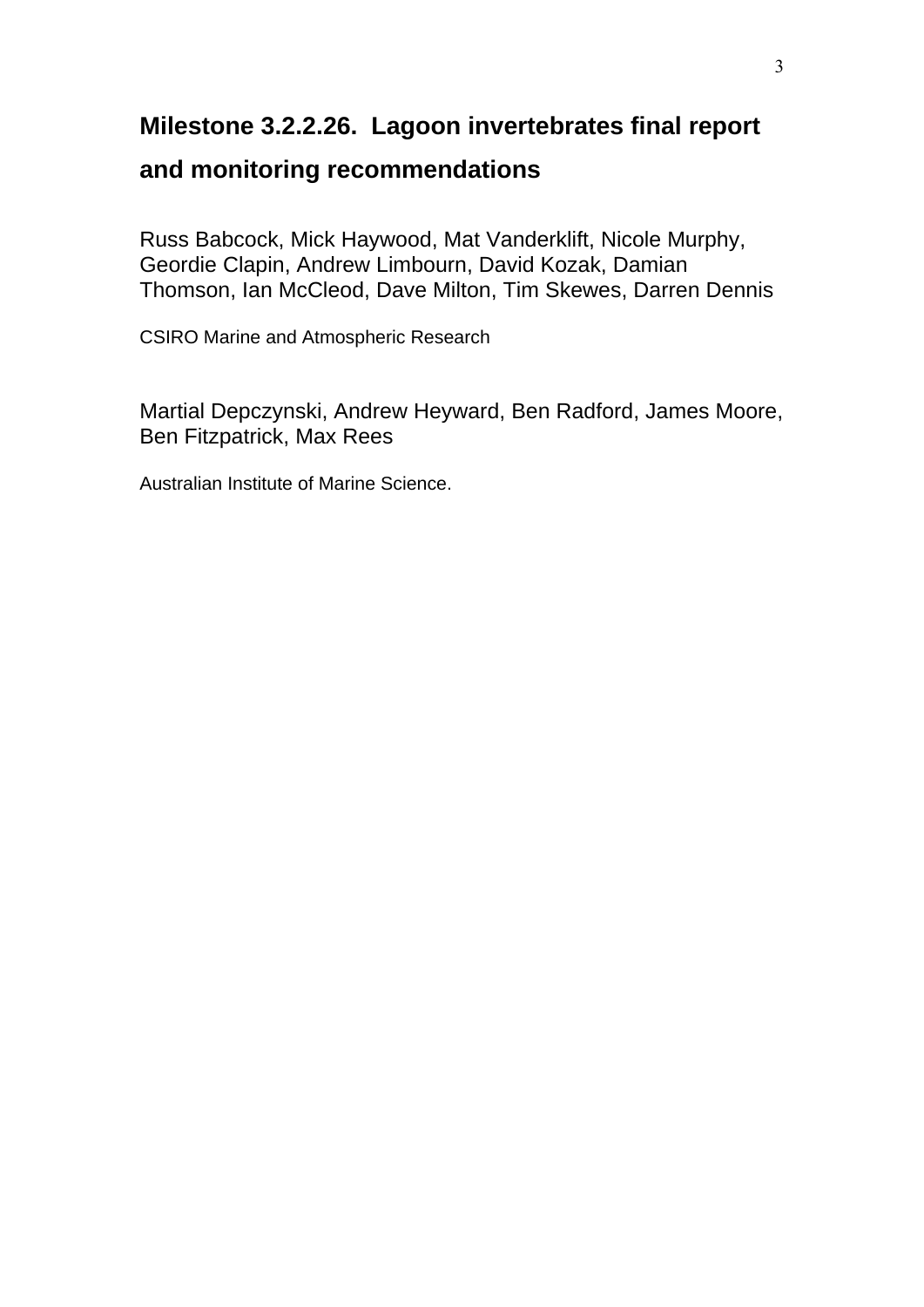# Milestone 3.2.2.26. Lagoon invertebrates final report and monitoring recommendations

Russ Babcock, Mick Haywood, Mat Vanderklift, Nicole Murphy, Geordie Clapin, Andrew Limbourn, David Kozak, Damian Thomson, Ian McCleod, Dave Milton, Tim Skewes, Darren Dennis

CSIRO Marine and Atmospheric Research

Martial Depczynski, Andrew Heyward, Ben Radford, James Moore, Ben Fitzpatrick, Max Rees

Australian Institute of Marine Science.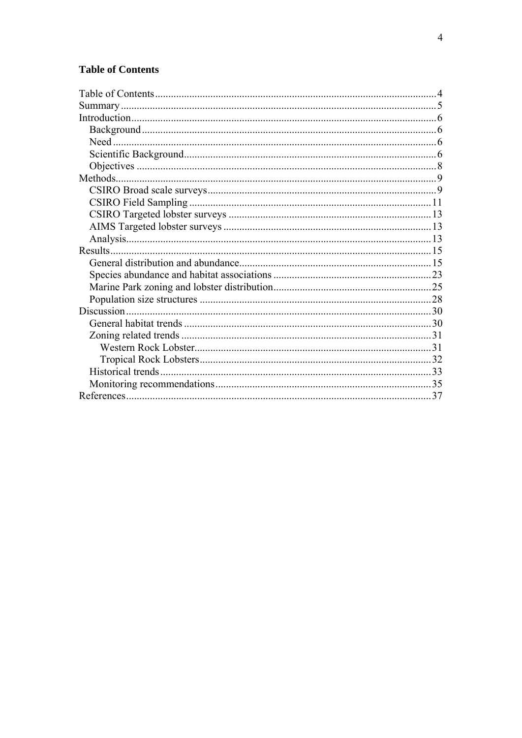## Table of Contents

- Table of Contents ........ 4
- Summary ........ 5
- Introduction ........ 6
  - Background ........ 6
  - Need ........ 6
  - Scientific Background ........ 6
  - Objectives ........ 8
- Methods ........ 9
  - CSIRO Broad scale surveys ........ 9
  - CSIRO Field Sampling ........ 11
  - CSIRO Targeted lobster surveys ........ 13
  - AIMS Targeted lobster surveys ........ 13
  - Analysis ........ 13
- Results ........ 15
  - General distribution and abundance ........ 15
  - Species abundance and habitat associations ........ 23
  - Marine Park zoning and lobster distribution ........ 25
  - Population size structures ........ 28
- Discussion ........ 30
  - General habitat trends ........ 30
  - Zoning related trends ........ 31
    - Western Rock Lobster ........ 31
    - Tropical Rock Lobsters ........ 32
  - Historical trends ........ 33
  - Monitoring recommendations ........ 35
- References ........ 37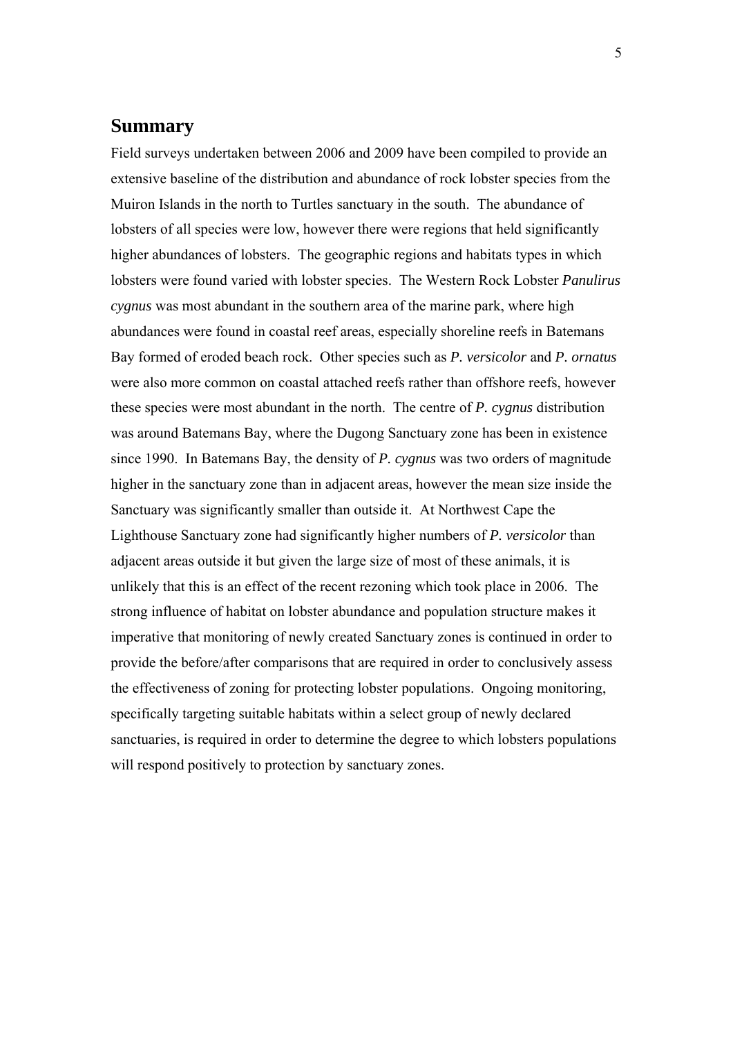## Summary

Field surveys undertaken between 2006 and 2009 have been compiled to provide an extensive baseline of the distribution and abundance of rock lobster species from the Muiron Islands in the north to Turtles sanctuary in the south. The abundance of lobsters of all species were low, however there were regions that held significantly higher abundances of lobsters. The geographic regions and habitats types in which lobsters were found varied with lobster species. The Western Rock Lobster ***Panulirus cygnus*** was most abundant in the southern area of the marine park, where high abundances were found in coastal reef areas, especially shoreline reefs in Batemans Bay formed of eroded beach rock. Other species such as ***P. versicolor*** and ***P. ornatus*** were also more common on coastal attached reefs rather than offshore reefs, however these species were most abundant in the north. The centre of ***P. cygnus*** distribution was around Batemans Bay, where the Dugong Sanctuary zone has been in existence since 1990. In Batemans Bay, the density of ***P. cygnus*** was two orders of magnitude higher in the sanctuary zone than in adjacent areas, however the mean size inside the Sanctuary was significantly smaller than outside it. At Northwest Cape the Lighthouse Sanctuary zone had significantly higher numbers of ***P. versicolor*** than adjacent areas outside it but given the large size of most of these animals, it is unlikely that this is an effect of the recent rezoning which took place in 2006. The strong influence of habitat on lobster abundance and population structure makes it imperative that monitoring of newly created Sanctuary zones is continued in order to provide the before/after comparisons that are required in order to conclusively assess the effectiveness of zoning for protecting lobster populations. Ongoing monitoring, specifically targeting suitable habitats within a select group of newly declared sanctuaries, is required in order to determine the degree to which lobsters populations will respond positively to protection by sanctuary zones.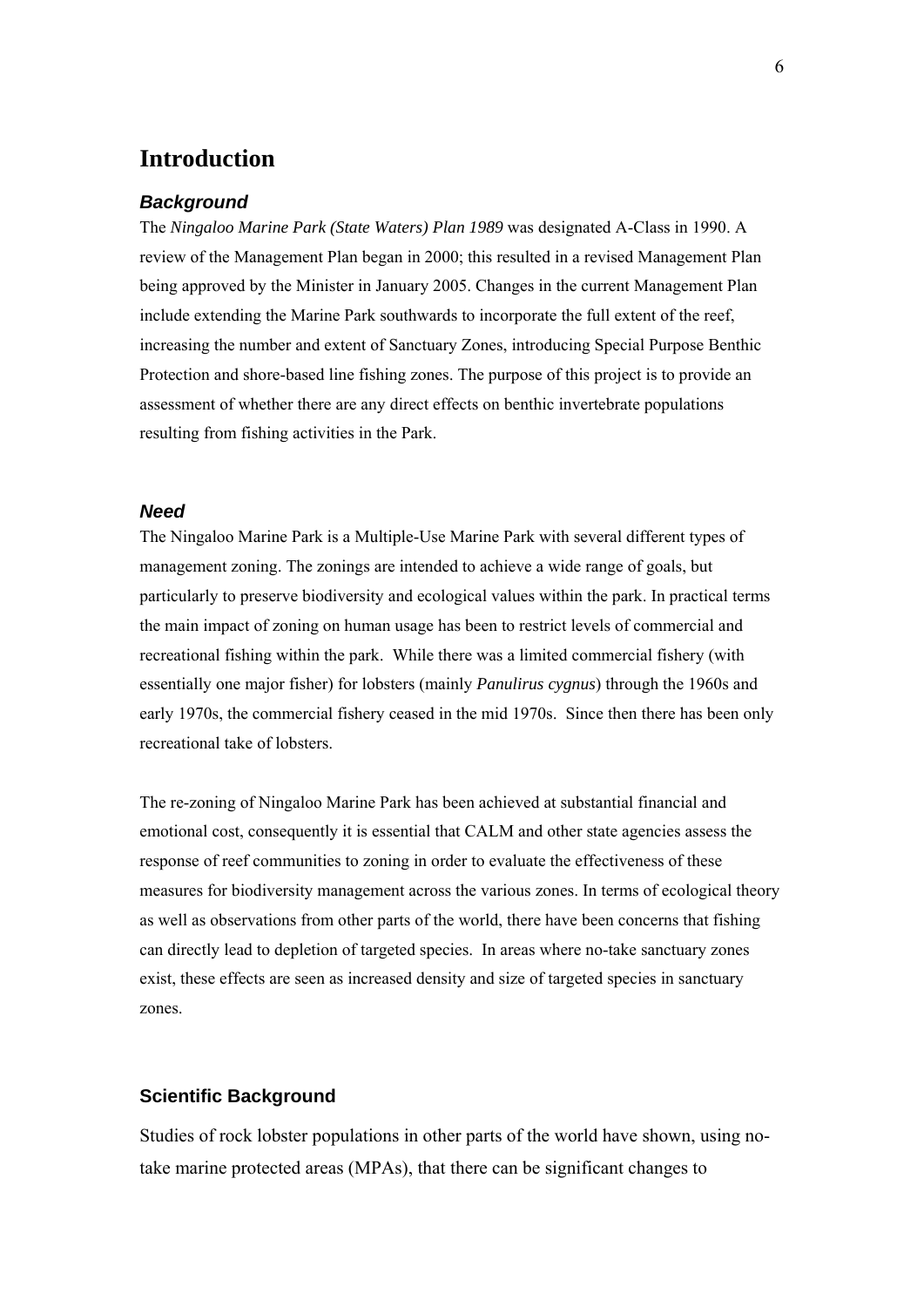# Introduction

### *Background*

The *Ningaloo Marine Park (State Waters) Plan 1989* was designated A-Class in 1990. A review of the Management Plan began in 2000; this resulted in a revised Management Plan being approved by the Minister in January 2005. Changes in the current Management Plan include extending the Marine Park southwards to incorporate the full extent of the reef, increasing the number and extent of Sanctuary Zones, introducing Special Purpose Benthic Protection and shore-based line fishing zones. The purpose of this project is to provide an assessment of whether there are any direct effects on benthic invertebrate populations resulting from fishing activities in the Park.

### *Need*

The Ningaloo Marine Park is a Multiple-Use Marine Park with several different types of management zoning. The zonings are intended to achieve a wide range of goals, but particularly to preserve biodiversity and ecological values within the park. In practical terms the main impact of zoning on human usage has been to restrict levels of commercial and recreational fishing within the park. While there was a limited commercial fishery (with essentially one major fisher) for lobsters (mainly *Panulirus cygnus*) through the 1960s and early 1970s, the commercial fishery ceased in the mid 1970s. Since then there has been only recreational take of lobsters.

The re-zoning of Ningaloo Marine Park has been achieved at substantial financial and emotional cost, consequently it is essential that CALM and other state agencies assess the response of reef communities to zoning in order to evaluate the effectiveness of these measures for biodiversity management across the various zones. In terms of ecological theory as well as observations from other parts of the world, there have been concerns that fishing can directly lead to depletion of targeted species. In areas where no-take sanctuary zones exist, these effects are seen as increased density and size of targeted species in sanctuary zones.

### Scientific Background

Studies of rock lobster populations in other parts of the world have shown, using no-take marine protected areas (MPAs), that there can be significant changes to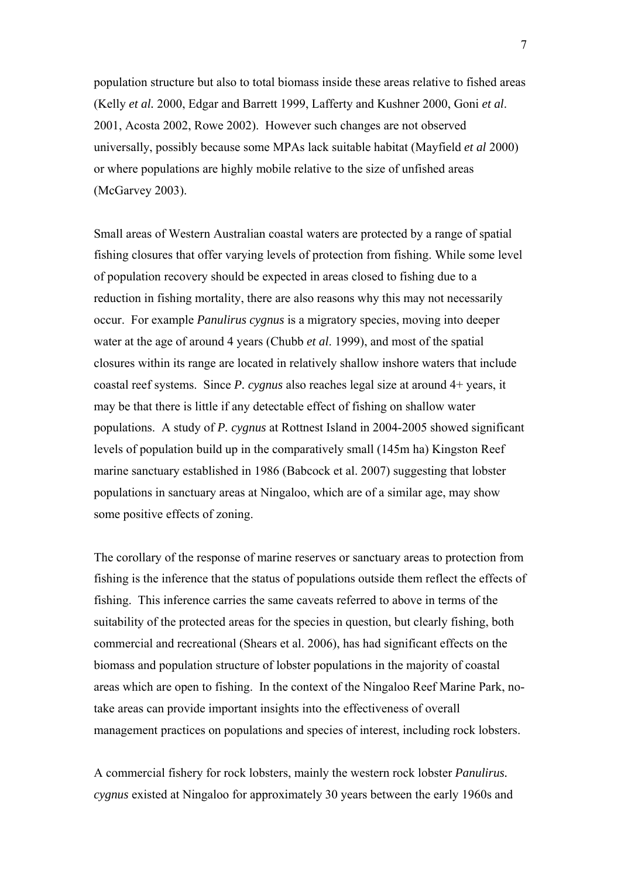population structure but also to total biomass inside these areas relative to fished areas (Kelly *et al.* 2000, Edgar and Barrett 1999, Lafferty and Kushner 2000, Goni *et al*. 2001, Acosta 2002, Rowe 2002). However such changes are not observed universally, possibly because some MPAs lack suitable habitat (Mayfield *et al* 2000) or where populations are highly mobile relative to the size of unfished areas (McGarvey 2003).

Small areas of Western Australian coastal waters are protected by a range of spatial fishing closures that offer varying levels of protection from fishing. While some level of population recovery should be expected in areas closed to fishing due to a reduction in fishing mortality, there are also reasons why this may not necessarily occur. For example *Panulirus cygnus* is a migratory species, moving into deeper water at the age of around 4 years (Chubb *et al*. 1999), and most of the spatial closures within its range are located in relatively shallow inshore waters that include coastal reef systems. Since *P. cygnus* also reaches legal size at around 4+ years, it may be that there is little if any detectable effect of fishing on shallow water populations. A study of *P. cygnus* at Rottnest Island in 2004-2005 showed significant levels of population build up in the comparatively small (145m ha) Kingston Reef marine sanctuary established in 1986 (Babcock et al. 2007) suggesting that lobster populations in sanctuary areas at Ningaloo, which are of a similar age, may show some positive effects of zoning.

The corollary of the response of marine reserves or sanctuary areas to protection from fishing is the inference that the status of populations outside them reflect the effects of fishing. This inference carries the same caveats referred to above in terms of the suitability of the protected areas for the species in question, but clearly fishing, both commercial and recreational (Shears et al. 2006), has had significant effects on the biomass and population structure of lobster populations in the majority of coastal areas which are open to fishing. In the context of the Ningaloo Reef Marine Park, no-take areas can provide important insights into the effectiveness of overall management practices on populations and species of interest, including rock lobsters.

A commercial fishery for rock lobsters, mainly the western rock lobster *Panulirus. cygnus* existed at Ningaloo for approximately 30 years between the early 1960s and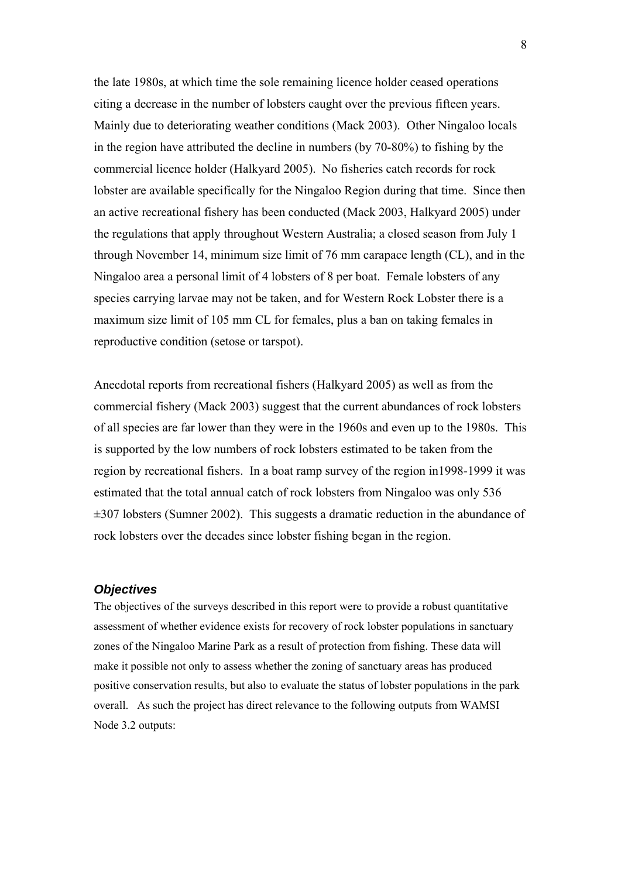the late 1980s, at which time the sole remaining licence holder ceased operations citing a decrease in the number of lobsters caught over the previous fifteen years. Mainly due to deteriorating weather conditions (Mack 2003). Other Ningaloo locals in the region have attributed the decline in numbers (by 70-80%) to fishing by the commercial licence holder (Halkyard 2005). No fisheries catch records for rock lobster are available specifically for the Ningaloo Region during that time. Since then an active recreational fishery has been conducted (Mack 2003, Halkyard 2005) under the regulations that apply throughout Western Australia; a closed season from July 1 through November 14, minimum size limit of 76 mm carapace length (CL), and in the Ningaloo area a personal limit of 4 lobsters of 8 per boat. Female lobsters of any species carrying larvae may not be taken, and for Western Rock Lobster there is a maximum size limit of 105 mm CL for females, plus a ban on taking females in reproductive condition (setose or tarspot).

Anecdotal reports from recreational fishers (Halkyard 2005) as well as from the commercial fishery (Mack 2003) suggest that the current abundances of rock lobsters of all species are far lower than they were in the 1960s and even up to the 1980s. This is supported by the low numbers of rock lobsters estimated to be taken from the region by recreational fishers. In a boat ramp survey of the region in1998-1999 it was estimated that the total annual catch of rock lobsters from Ningaloo was only 536 ±307 lobsters (Sumner 2002). This suggests a dramatic reduction in the abundance of rock lobsters over the decades since lobster fishing began in the region.

### *Objectives*

The objectives of the surveys described in this report were to provide a robust quantitative assessment of whether evidence exists for recovery of rock lobster populations in sanctuary zones of the Ningaloo Marine Park as a result of protection from fishing. These data will make it possible not only to assess whether the zoning of sanctuary areas has produced positive conservation results, but also to evaluate the status of lobster populations in the park overall. As such the project has direct relevance to the following outputs from WAMSI Node 3.2 outputs: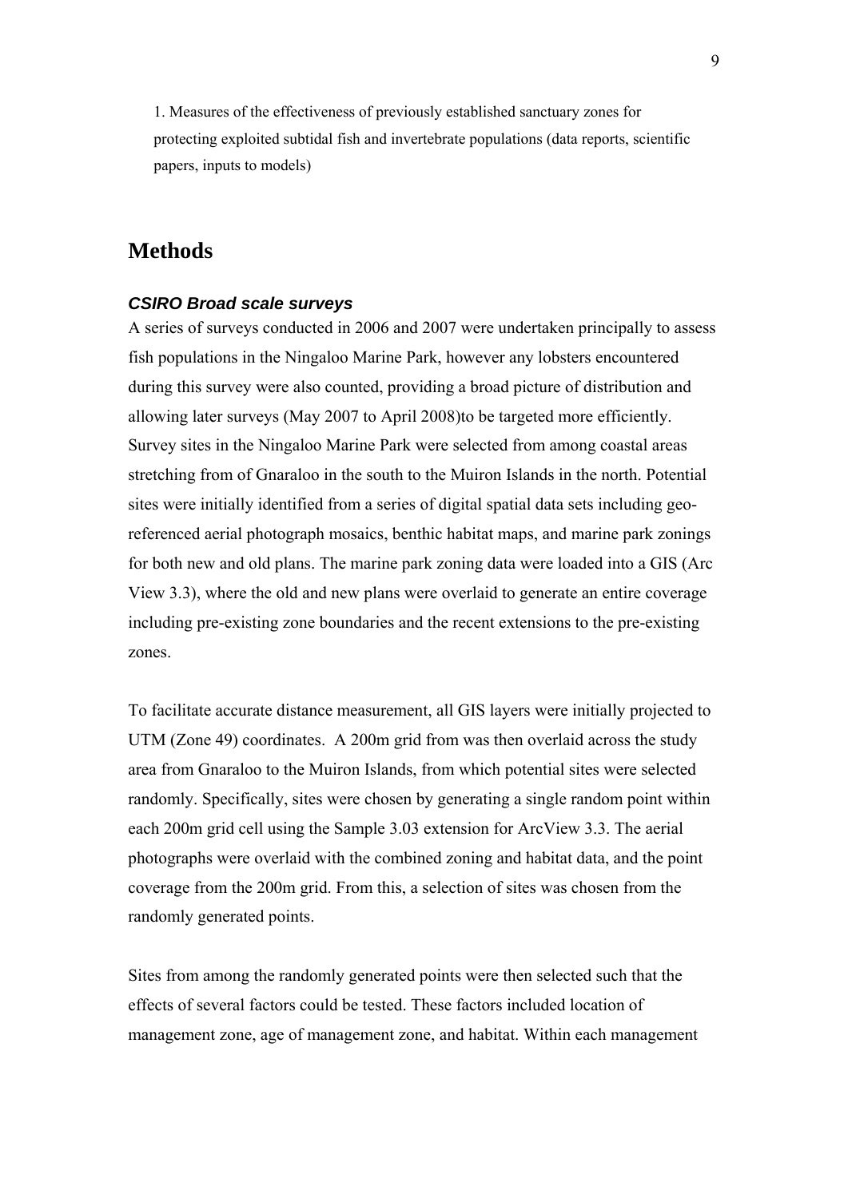1. Measures of the effectiveness of previously established sanctuary zones for protecting exploited subtidal fish and invertebrate populations (data reports, scientific papers, inputs to models)

# Methods

### *CSIRO Broad scale surveys*

A series of surveys conducted in 2006 and 2007 were undertaken principally to assess fish populations in the Ningaloo Marine Park, however any lobsters encountered during this survey were also counted, providing a broad picture of distribution and allowing later surveys (May 2007 to April 2008)to be targeted more efficiently. Survey sites in the Ningaloo Marine Park were selected from among coastal areas stretching from of Gnaraloo in the south to the Muiron Islands in the north. Potential sites were initially identified from a series of digital spatial data sets including geo-referenced aerial photograph mosaics, benthic habitat maps, and marine park zonings for both new and old plans. The marine park zoning data were loaded into a GIS (Arc View 3.3), where the old and new plans were overlaid to generate an entire coverage including pre-existing zone boundaries and the recent extensions to the pre-existing zones.

To facilitate accurate distance measurement, all GIS layers were initially projected to UTM (Zone 49) coordinates. A 200m grid from was then overlaid across the study area from Gnaraloo to the Muiron Islands, from which potential sites were selected randomly. Specifically, sites were chosen by generating a single random point within each 200m grid cell using the Sample 3.03 extension for ArcView 3.3. The aerial photographs were overlaid with the combined zoning and habitat data, and the point coverage from the 200m grid. From this, a selection of sites was chosen from the randomly generated points.

Sites from among the randomly generated points were then selected such that the effects of several factors could be tested. These factors included location of management zone, age of management zone, and habitat. Within each management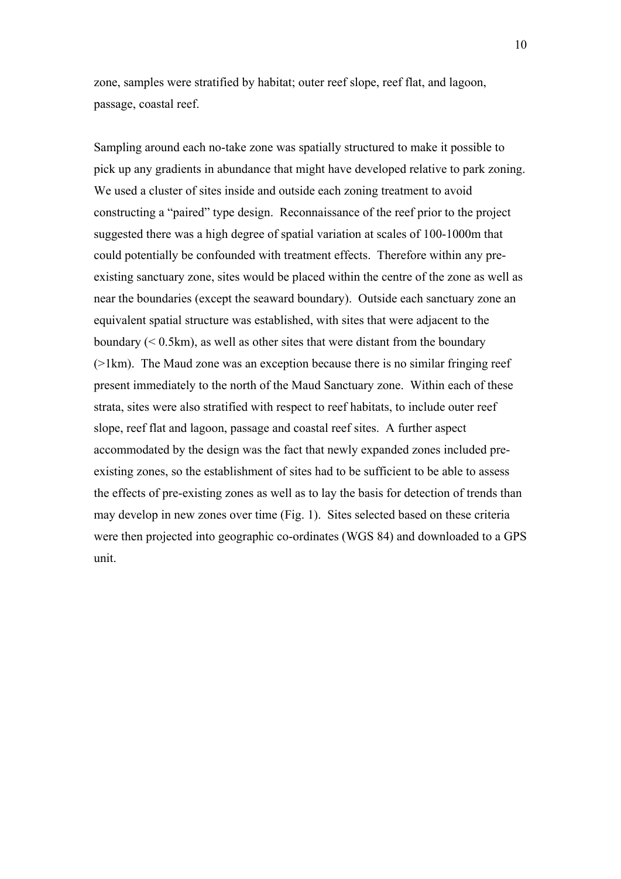zone, samples were stratified by habitat; outer reef slope, reef flat, and lagoon, passage, coastal reef.

Sampling around each no-take zone was spatially structured to make it possible to pick up any gradients in abundance that might have developed relative to park zoning. We used a cluster of sites inside and outside each zoning treatment to avoid constructing a "paired" type design. Reconnaissance of the reef prior to the project suggested there was a high degree of spatial variation at scales of 100-1000m that could potentially be confounded with treatment effects. Therefore within any pre-existing sanctuary zone, sites would be placed within the centre of the zone as well as near the boundaries (except the seaward boundary). Outside each sanctuary zone an equivalent spatial structure was established, with sites that were adjacent to the boundary (< 0.5km), as well as other sites that were distant from the boundary (>1km). The Maud zone was an exception because there is no similar fringing reef present immediately to the north of the Maud Sanctuary zone. Within each of these strata, sites were also stratified with respect to reef habitats, to include outer reef slope, reef flat and lagoon, passage and coastal reef sites. A further aspect accommodated by the design was the fact that newly expanded zones included pre-existing zones, so the establishment of sites had to be sufficient to be able to assess the effects of pre-existing zones as well as to lay the basis for detection of trends than may develop in new zones over time (Fig. 1). Sites selected based on these criteria were then projected into geographic co-ordinates (WGS 84) and downloaded to a GPS unit.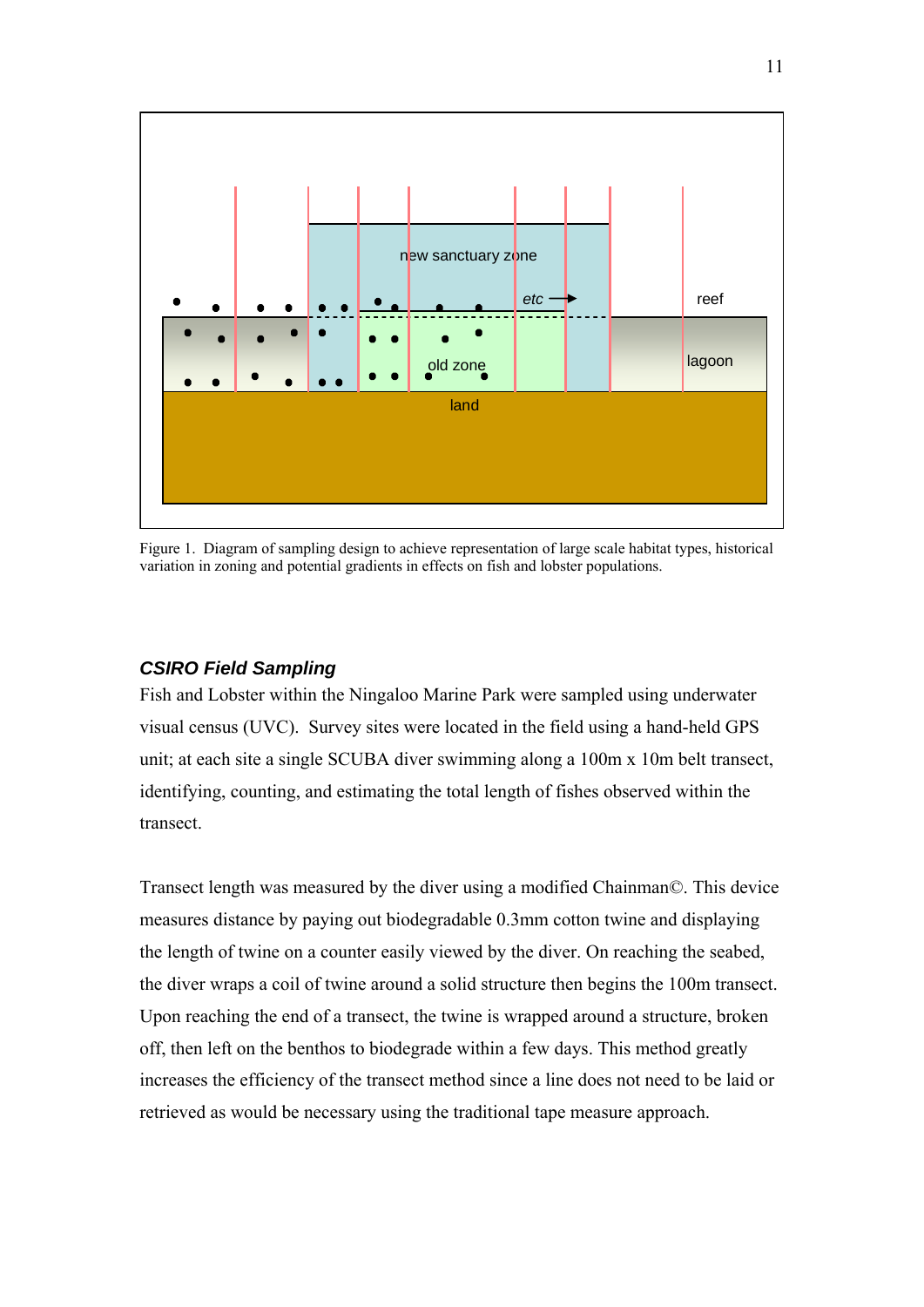Figure 1. Diagram of sampling design to achieve representation of large scale habitat types, historical variation in zoning and potential gradients in effects on fish and lobster populations.

### *CSIRO Field Sampling*

Fish and Lobster within the Ningaloo Marine Park were sampled using underwater visual census (UVC). Survey sites were located in the field using a hand-held GPS unit; at each site a single SCUBA diver swimming along a 100m x 10m belt transect, identifying, counting, and estimating the total length of fishes observed within the transect.

Transect length was measured by the diver using a modified Chainman©. This device measures distance by paying out biodegradable 0.3mm cotton twine and displaying the length of twine on a counter easily viewed by the diver. On reaching the seabed, the diver wraps a coil of twine around a solid structure then begins the 100m transect. Upon reaching the end of a transect, the twine is wrapped around a structure, broken off, then left on the benthos to biodegrade within a few days. This method greatly increases the efficiency of the transect method since a line does not need to be laid or retrieved as would be necessary using the traditional tape measure approach.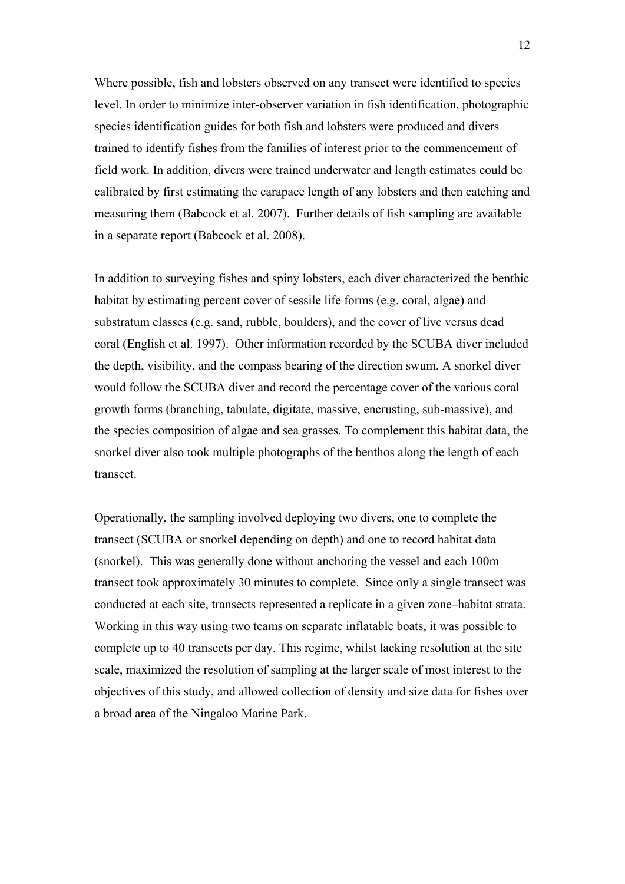Where possible, fish and lobsters observed on any transect were identified to species level. In order to minimize inter-observer variation in fish identification, photographic species identification guides for both fish and lobsters were produced and divers trained to identify fishes from the families of interest prior to the commencement of field work. In addition, divers were trained underwater and length estimates could be calibrated by first estimating the carapace length of any lobsters and then catching and measuring them (Babcock et al. 2007). Further details of fish sampling are available in a separate report (Babcock et al. 2008).

In addition to surveying fishes and spiny lobsters, each diver characterized the benthic habitat by estimating percent cover of sessile life forms (e.g. coral, algae) and substratum classes (e.g. sand, rubble, boulders), and the cover of live versus dead coral (English et al. 1997). Other information recorded by the SCUBA diver included the depth, visibility, and the compass bearing of the direction swum. A snorkel diver would follow the SCUBA diver and record the percentage cover of the various coral growth forms (branching, tabulate, digitate, massive, encrusting, sub-massive), and the species composition of algae and sea grasses. To complement this habitat data, the snorkel diver also took multiple photographs of the benthos along the length of each transect.

Operationally, the sampling involved deploying two divers, one to complete the transect (SCUBA or snorkel depending on depth) and one to record habitat data (snorkel). This was generally done without anchoring the vessel and each 100m transect took approximately 30 minutes to complete. Since only a single transect was conducted at each site, transects represented a replicate in a given zone–habitat strata. Working in this way using two teams on separate inflatable boats, it was possible to complete up to 40 transects per day. This regime, whilst lacking resolution at the site scale, maximized the resolution of sampling at the larger scale of most interest to the objectives of this study, and allowed collection of density and size data for fishes over a broad area of the Ningaloo Marine Park.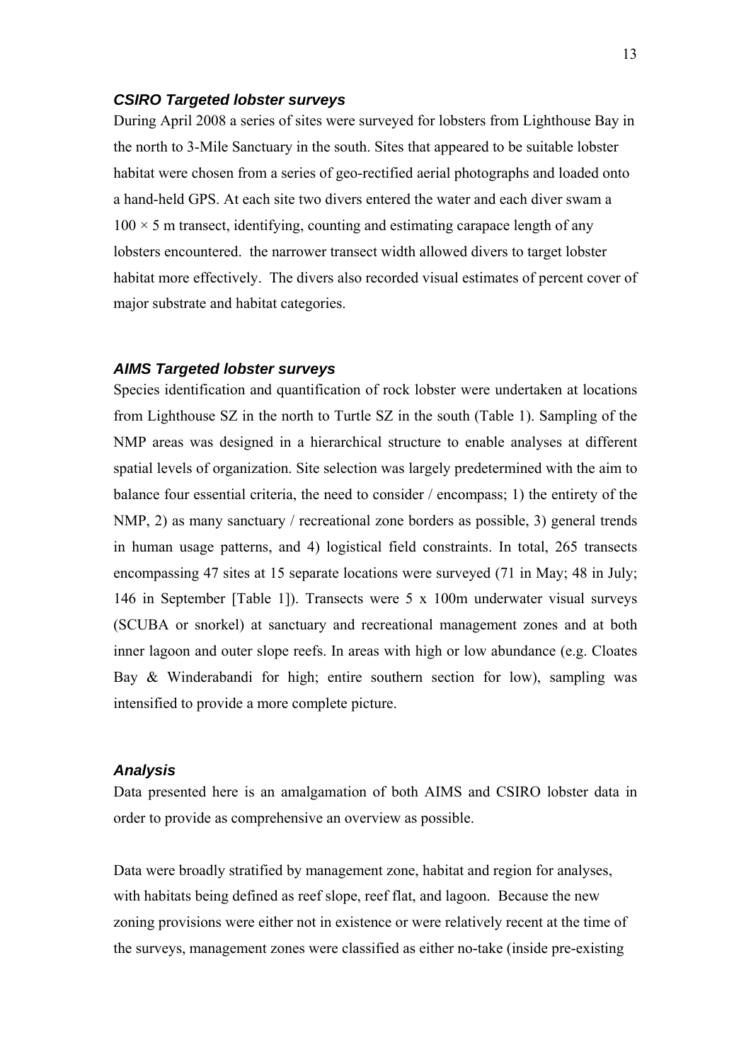### *CSIRO Targeted lobster surveys*

During April 2008 a series of sites were surveyed for lobsters from Lighthouse Bay in the north to 3-Mile Sanctuary in the south. Sites that appeared to be suitable lobster habitat were chosen from a series of geo-rectified aerial photographs and loaded onto a hand-held GPS. At each site two divers entered the water and each diver swam a $100 \times 5$ m transect, identifying, counting and estimating carapace length of any lobsters encountered. the narrower transect width allowed divers to target lobster habitat more effectively. The divers also recorded visual estimates of percent cover of major substrate and habitat categories.

### *AIMS Targeted lobster surveys*

Species identification and quantification of rock lobster were undertaken at locations from Lighthouse SZ in the north to Turtle SZ in the south (Table 1). Sampling of the NMP areas was designed in a hierarchical structure to enable analyses at different spatial levels of organization. Site selection was largely predetermined with the aim to balance four essential criteria, the need to consider / encompass; 1) the entirety of the NMP, 2) as many sanctuary / recreational zone borders as possible, 3) general trends in human usage patterns, and 4) logistical field constraints. In total, 265 transects encompassing 47 sites at 15 separate locations were surveyed (71 in May; 48 in July; 146 in September [Table 1]). Transects were 5 x 100m underwater visual surveys (SCUBA or snorkel) at sanctuary and recreational management zones and at both inner lagoon and outer slope reefs. In areas with high or low abundance (e.g. Cloates Bay & Winderabandi for high; entire southern section for low), sampling was intensified to provide a more complete picture.

### *Analysis*

Data presented here is an amalgamation of both AIMS and CSIRO lobster data in order to provide as comprehensive an overview as possible.

Data were broadly stratified by management zone, habitat and region for analyses, with habitats being defined as reef slope, reef flat, and lagoon. Because the new zoning provisions were either not in existence or were relatively recent at the time of the surveys, management zones were classified as either no-take (inside pre-existing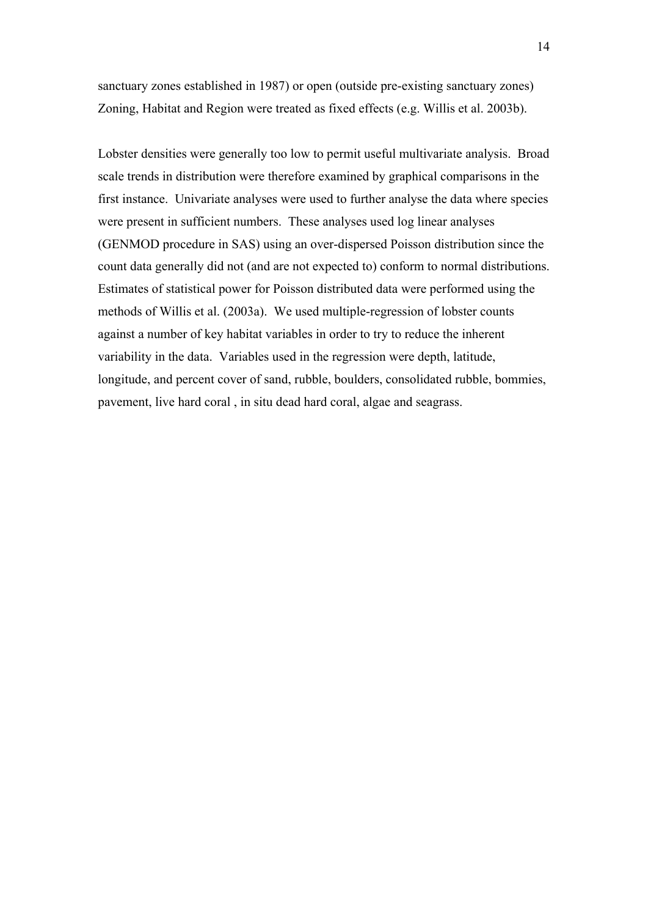sanctuary zones established in 1987) or open (outside pre-existing sanctuary zones) Zoning, Habitat and Region were treated as fixed effects (e.g. Willis et al. 2003b).

Lobster densities were generally too low to permit useful multivariate analysis. Broad scale trends in distribution were therefore examined by graphical comparisons in the first instance. Univariate analyses were used to further analyse the data where species were present in sufficient numbers. These analyses used log linear analyses (GENMOD procedure in SAS) using an over-dispersed Poisson distribution since the count data generally did not (and are not expected to) conform to normal distributions. Estimates of statistical power for Poisson distributed data were performed using the methods of Willis et al. (2003a). We used multiple-regression of lobster counts against a number of key habitat variables in order to try to reduce the inherent variability in the data. Variables used in the regression were depth, latitude, longitude, and percent cover of sand, rubble, boulders, consolidated rubble, bommies, pavement, live hard coral , in situ dead hard coral, algae and seagrass.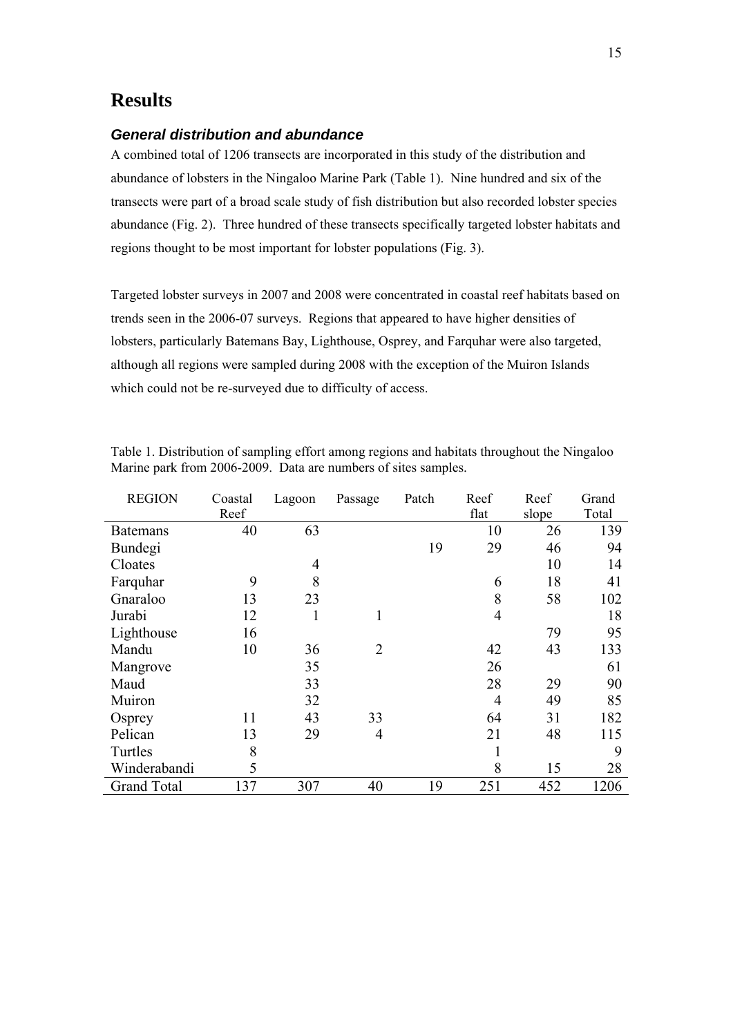# Results

### *General distribution and abundance*

A combined total of 1206 transects are incorporated in this study of the distribution and abundance of lobsters in the Ningaloo Marine Park (Table 1). Nine hundred and six of the transects were part of a broad scale study of fish distribution but also recorded lobster species abundance (Fig. 2). Three hundred of these transects specifically targeted lobster habitats and regions thought to be most important for lobster populations (Fig. 3).

Targeted lobster surveys in 2007 and 2008 were concentrated in coastal reef habitats based on trends seen in the 2006-07 surveys. Regions that appeared to have higher densities of lobsters, particularly Batemans Bay, Lighthouse, Osprey, and Farquhar were also targeted, although all regions were sampled during 2008 with the exception of the Muiron Islands which could not be re-surveyed due to difficulty of access.

Table 1. Distribution of sampling effort among regions and habitats throughout the Ningaloo Marine park from 2006-2009. Data are numbers of sites samples.

| REGION | Coastal Reef | Lagoon | Passage | Patch | Reef flat | Reef slope | Grand Total |
|---|---|---|---|---|---|---|---|
| Batemans | 40 | 63 | | | 10 | 26 | 139 |
| Bundegi | | | | 19 | 29 | 46 | 94 |
| Cloates | | 4 | | | | 10 | 14 |
| Farquhar | 9 | 8 | | | 6 | 18 | 41 |
| Gnaraloo | 13 | 23 | | | 8 | 58 | 102 |
| Jurabi | 12 | 1 | 1 | | 4 | | 18 |
| Lighthouse | 16 | | | | | 79 | 95 |
| Mandu | 10 | 36 | 2 | | 42 | 43 | 133 |
| Mangrove | | 35 | | | 26 | | 61 |
| Maud | | 33 | | | 28 | 29 | 90 |
| Muiron | | 32 | | | 4 | 49 | 85 |
| Osprey | 11 | 43 | 33 | | 64 | 31 | 182 |
| Pelican | 13 | 29 | 4 | | 21 | 48 | 115 |
| Turtles | 8 | | | | 1 | | 9 |
| Winderabandi | 5 | | | | 8 | 15 | 28 |
| Grand Total | 137 | 307 | 40 | 19 | 251 | 452 | 1206 |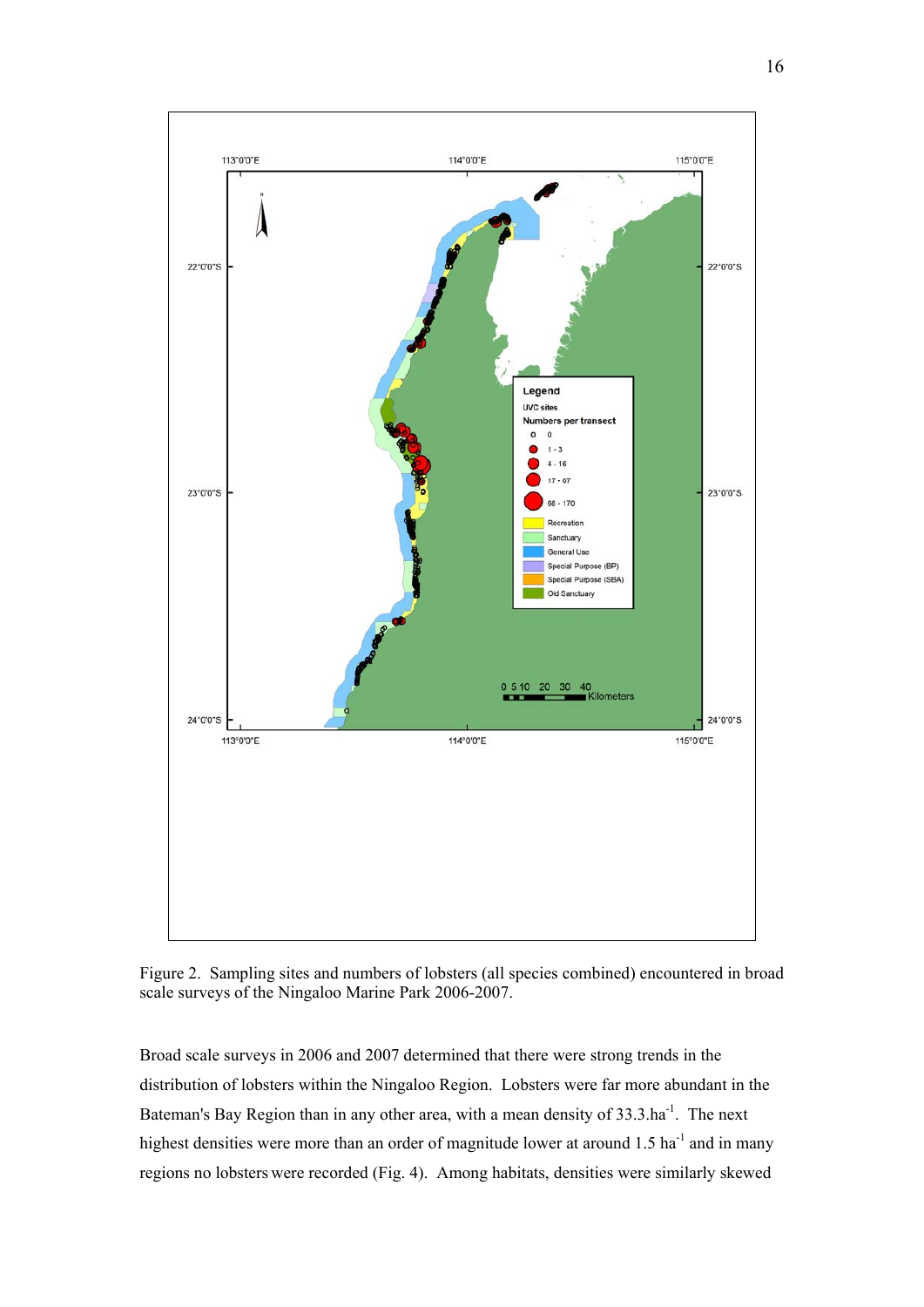Figure 2. Sampling sites and numbers of lobsters (all species combined) encountered in broad scale surveys of the Ningaloo Marine Park 2006-2007.

Broad scale surveys in 2006 and 2007 determined that there were strong trends in the distribution of lobsters within the Ningaloo Region. Lobsters were far more abundant in the Bateman's Bay Region than in any other area, with a mean density of $33.3.\text{ha}^{-1}$. The next highest densities were more than an order of magnitude lower at around $1.5\ \text{ha}^{-1}$ and in many regions no lobsters were recorded (Fig. 4). Among habitats, densities were similarly skewed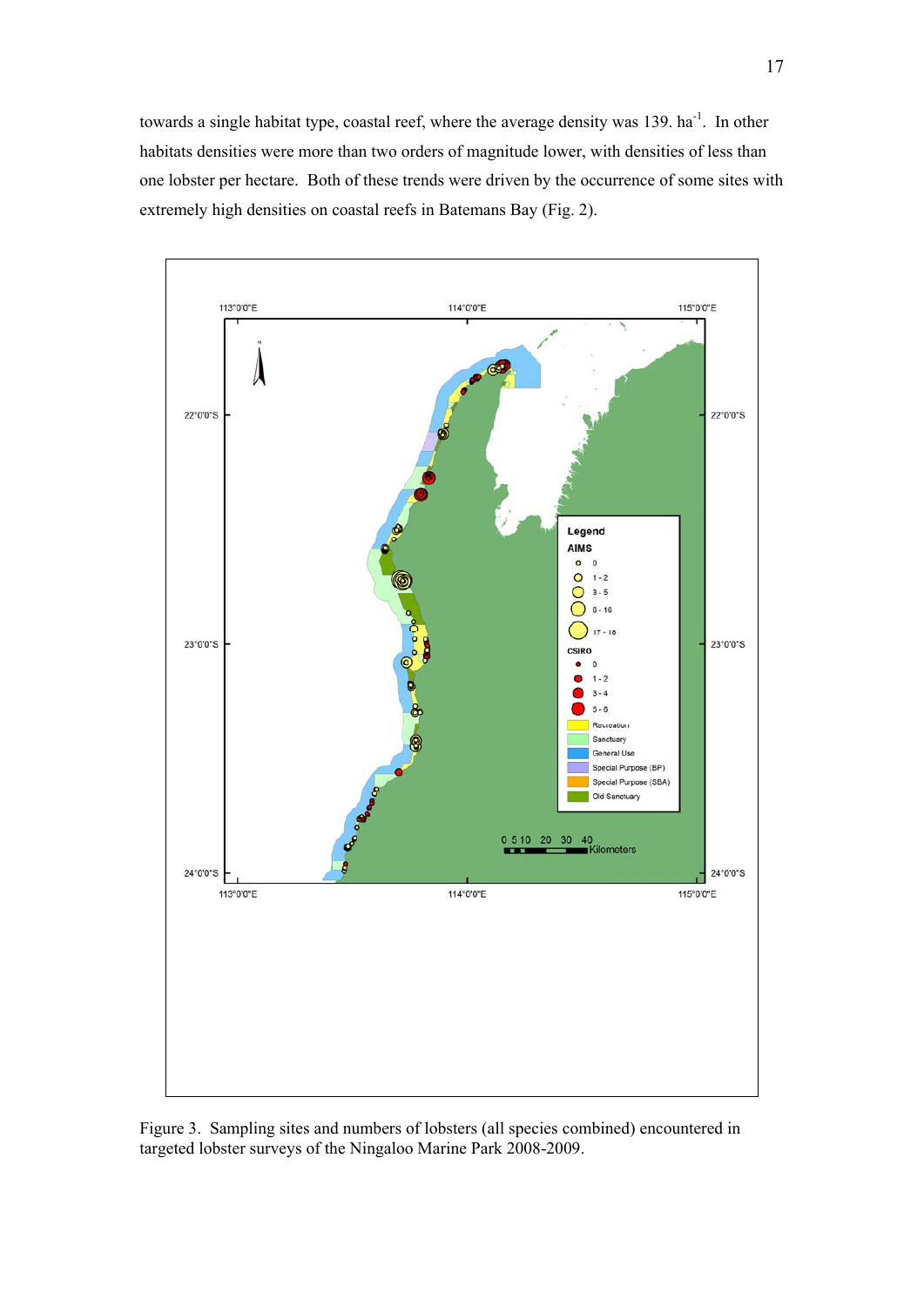towards a single habitat type, coastal reef, where the average density was 139. $ha^{-1}$. In other habitats densities were more than two orders of magnitude lower, with densities of less than one lobster per hectare. Both of these trends were driven by the occurrence of some sites with extremely high densities on coastal reefs in Batemans Bay (Fig. 2).

Figure 3. Sampling sites and numbers of lobsters (all species combined) encountered in targeted lobster surveys of the Ningaloo Marine Park 2008-2009.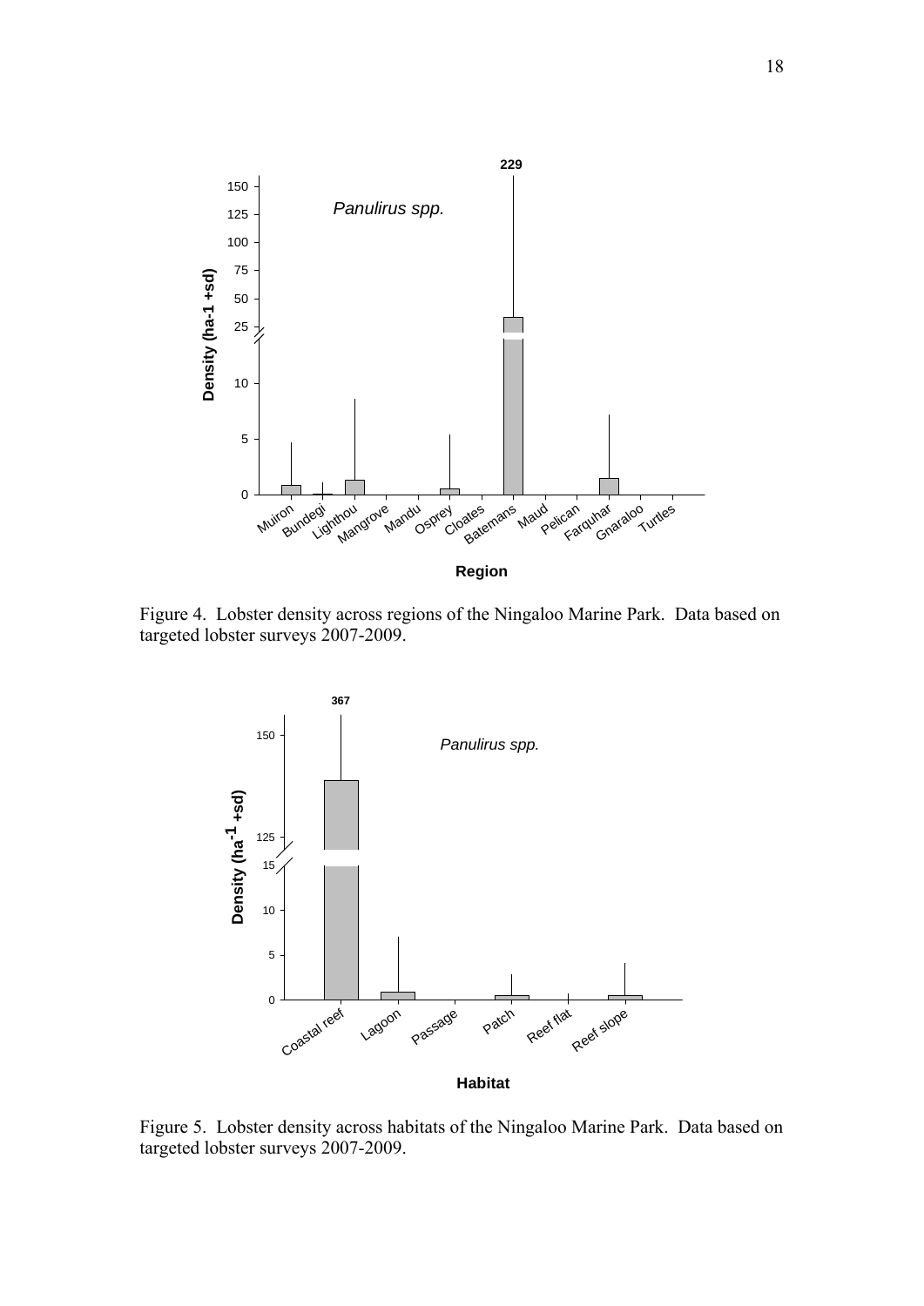Figure 4. Lobster density across regions of the Ningaloo Marine Park. Data based on targeted lobster surveys 2007-2009.

Figure 5. Lobster density across habitats of the Ningaloo Marine Park. Data based on targeted lobster surveys 2007-2009.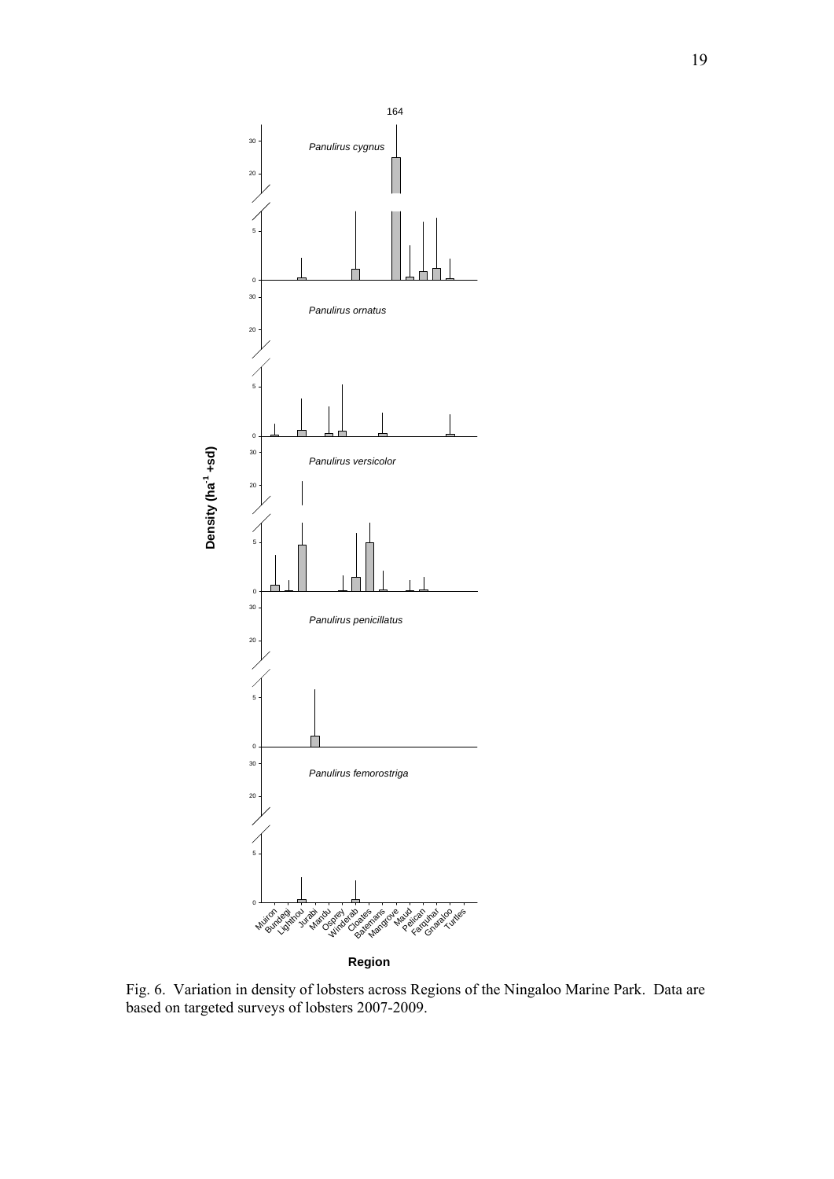Fig. 6. Variation in density of lobsters across Regions of the Ningaloo Marine Park. Data are based on targeted surveys of lobsters 2007-2009.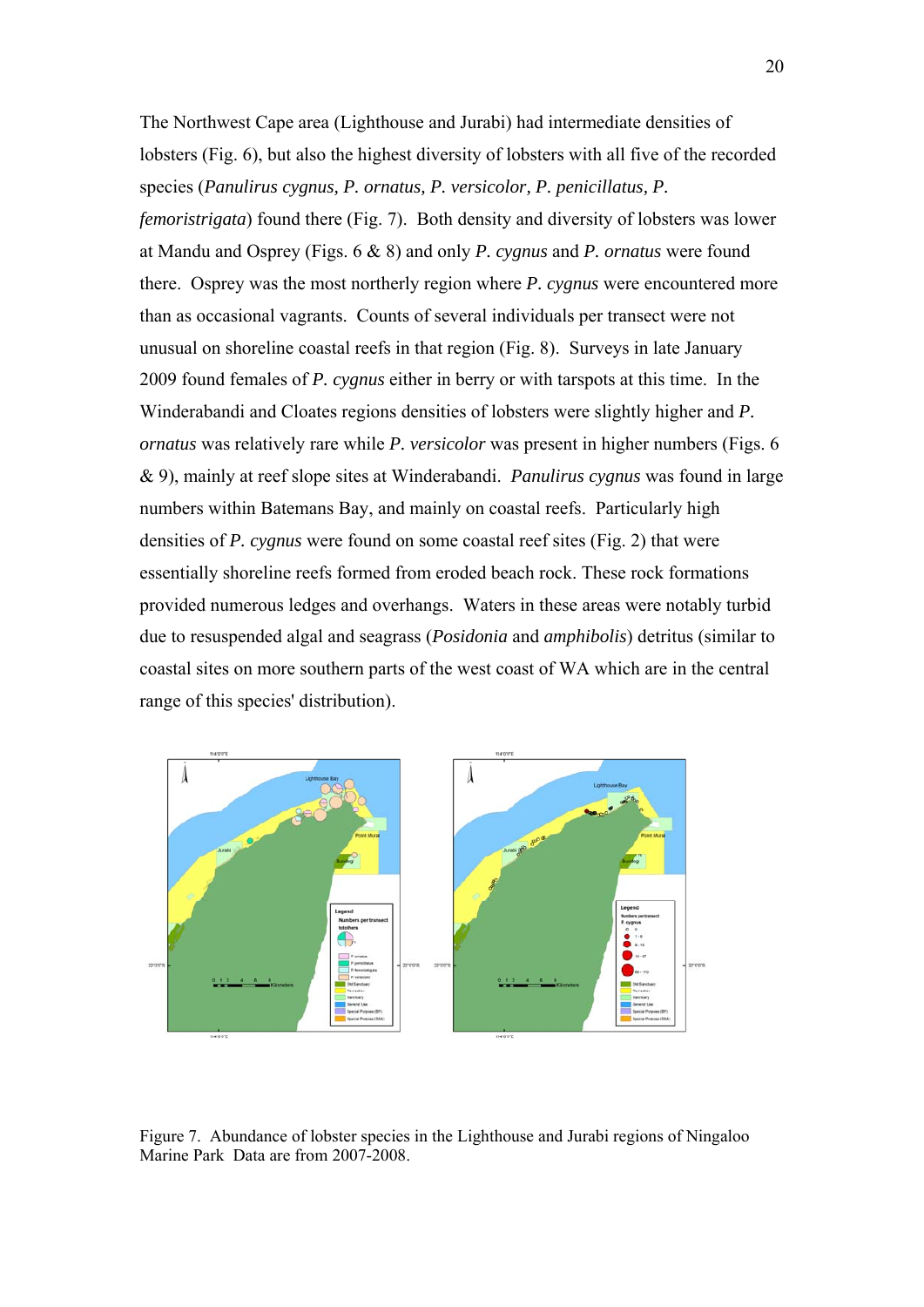The Northwest Cape area (Lighthouse and Jurabi) had intermediate densities of lobsters (Fig. 6), but also the highest diversity of lobsters with all five of the recorded species (*Panulirus cygnus, P. ornatus, P. versicolor, P. penicillatus, P. femoristrigata*) found there (Fig. 7). Both density and diversity of lobsters was lower at Mandu and Osprey (Figs. 6 & 8) and only *P. cygnus* and *P. ornatus* were found there. Osprey was the most northerly region where *P. cygnus* were encountered more than as occasional vagrants. Counts of several individuals per transect were not unusual on shoreline coastal reefs in that region (Fig. 8). Surveys in late January 2009 found females of *P. cygnus* either in berry or with tarspots at this time. In the Winderabandi and Cloates regions densities of lobsters were slightly higher and *P. ornatus* was relatively rare while *P. versicolor* was present in higher numbers (Figs. 6 & 9), mainly at reef slope sites at Winderabandi. *Panulirus cygnus* was found in large numbers within Batemans Bay, and mainly on coastal reefs. Particularly high densities of *P. cygnus* were found on some coastal reef sites (Fig. 2) that were essentially shoreline reefs formed from eroded beach rock. These rock formations provided numerous ledges and overhangs. Waters in these areas were notably turbid due to resuspended algal and seagrass (*Posidonia* and *amphibolis*) detritus (similar to coastal sites on more southern parts of the west coast of WA which are in the central range of this species' distribution).

Figure 7. Abundance of lobster species in the Lighthouse and Jurabi regions of Ningaloo Marine Park Data are from 2007-2008.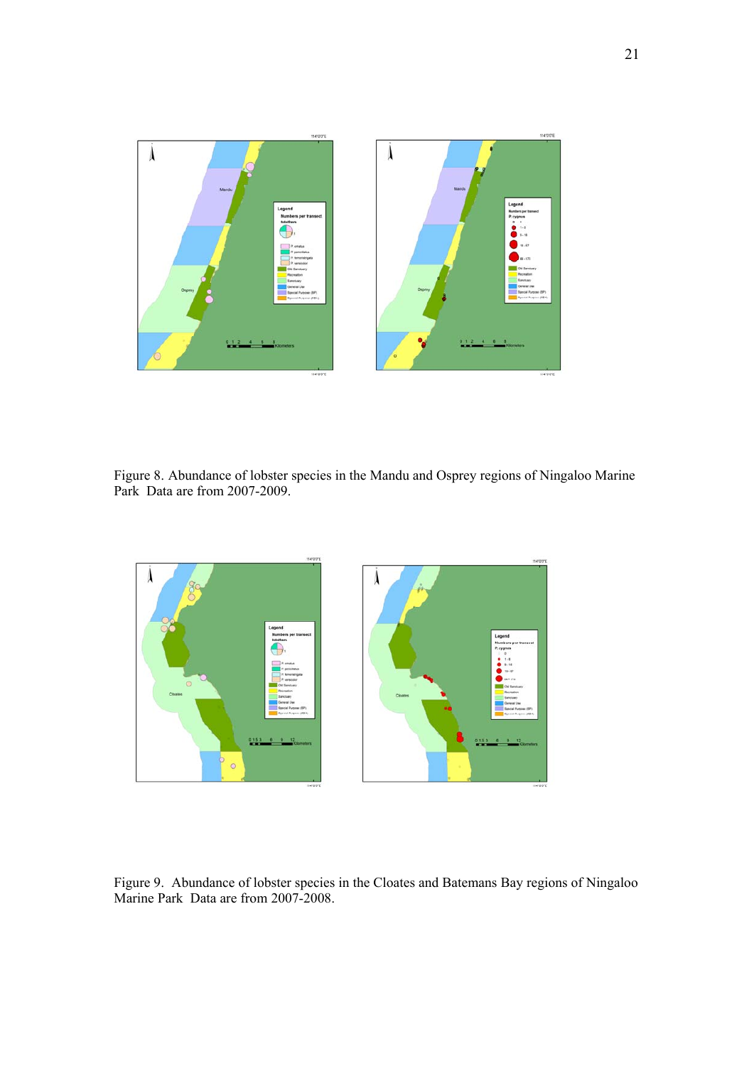Figure 8. Abundance of lobster species in the Mandu and Osprey regions of Ningaloo Marine Park  Data are from 2007-2009.

Figure 9.  Abundance of lobster species in the Cloates and Batemans Bay regions of Ningaloo Marine Park  Data are from 2007-2008.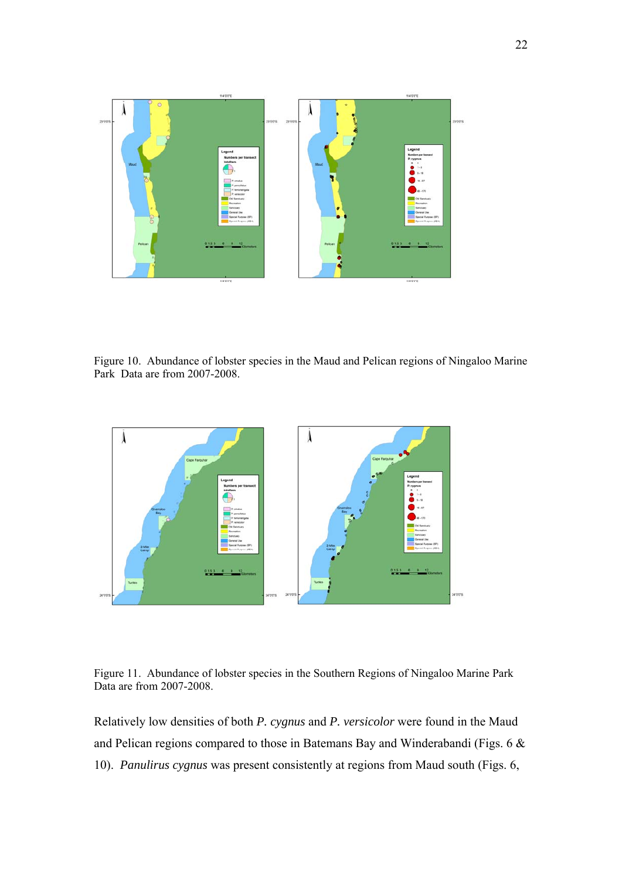Figure 10. Abundance of lobster species in the Maud and Pelican regions of Ningaloo Marine Park Data are from 2007-2008.

Figure 11. Abundance of lobster species in the Southern Regions of Ningaloo Marine Park Data are from 2007-2008.

Relatively low densities of both *P. cygnus* and *P. versicolor* were found in the Maud and Pelican regions compared to those in Batemans Bay and Winderabandi (Figs. 6 & 10). *Panulirus cygnus* was present consistently at regions from Maud south (Figs. 6,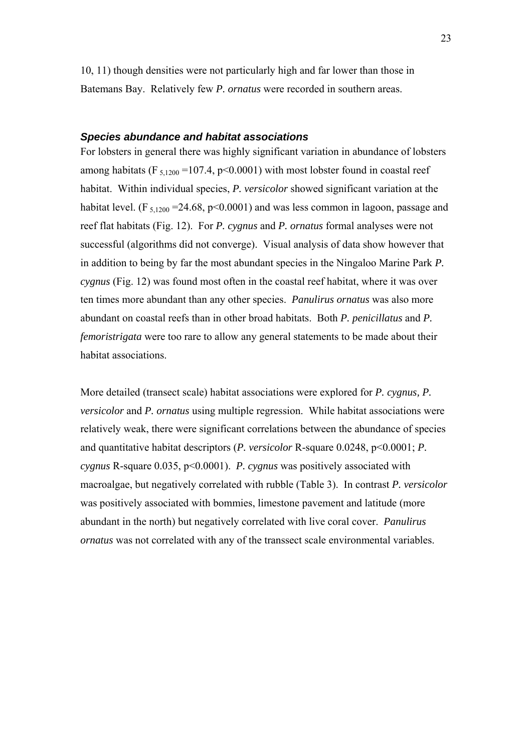10, 11) though densities were not particularly high and far lower than those in Batemans Bay. Relatively few *P. ornatus* were recorded in southern areas.

### *Species abundance and habitat associations*

For lobsters in general there was highly significant variation in abundance of lobsters among habitats ($F_{5,1200} = 107.4$, $p<0.0001$) with most lobster found in coastal reef habitat. Within individual species, *P. versicolor* showed significant variation at the habitat level. ($F_{5,1200} = 24.68$, $p<0.0001$) and was less common in lagoon, passage and reef flat habitats (Fig. 12). For *P. cygnus* and *P. ornatus* formal analyses were not successful (algorithms did not converge). Visual analysis of data show however that in addition to being by far the most abundant species in the Ningaloo Marine Park *P. cygnus* (Fig. 12) was found most often in the coastal reef habitat, where it was over ten times more abundant than any other species. *Panulirus ornatus* was also more abundant on coastal reefs than in other broad habitats. Both *P. penicillatus* and *P. femoristrigata* were too rare to allow any general statements to be made about their habitat associations.

More detailed (transect scale) habitat associations were explored for *P. cygnus, P. versicolor* and *P. ornatus* using multiple regression. While habitat associations were relatively weak, there were significant correlations between the abundance of species and quantitative habitat descriptors (*P. versicolor* R-square 0.0248, $p<0.0001$; *P. cygnus* R-square 0.035, $p<0.0001$). *P. cygnus* was positively associated with macroalgae, but negatively correlated with rubble (Table 3). In contrast *P. versicolor* was positively associated with bommies, limestone pavement and latitude (more abundant in the north) but negatively correlated with live coral cover. *Panulirus ornatus* was not correlated with any of the transsect scale environmental variables.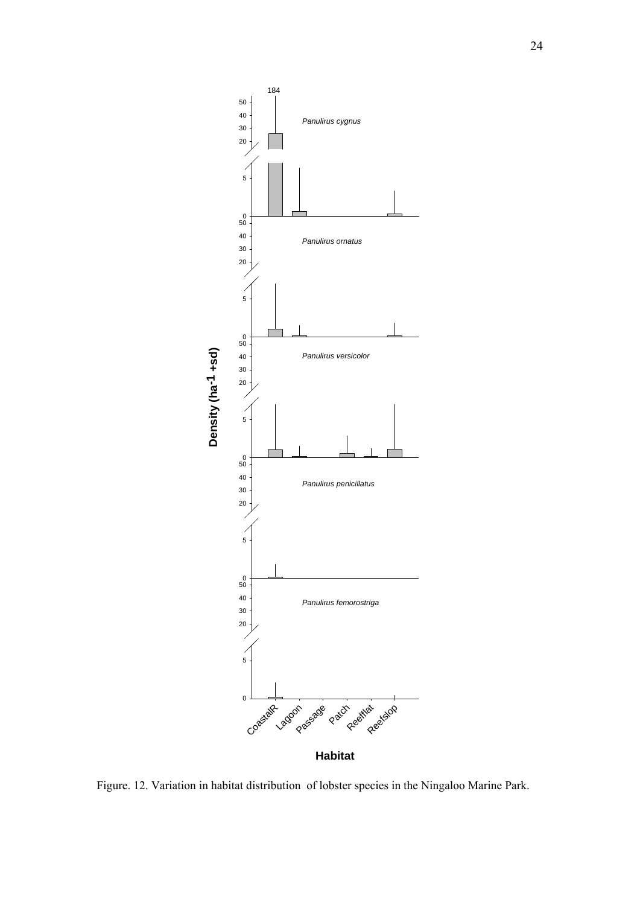Figure. 12. Variation in habitat distribution of lobster species in the Ningaloo Marine Park.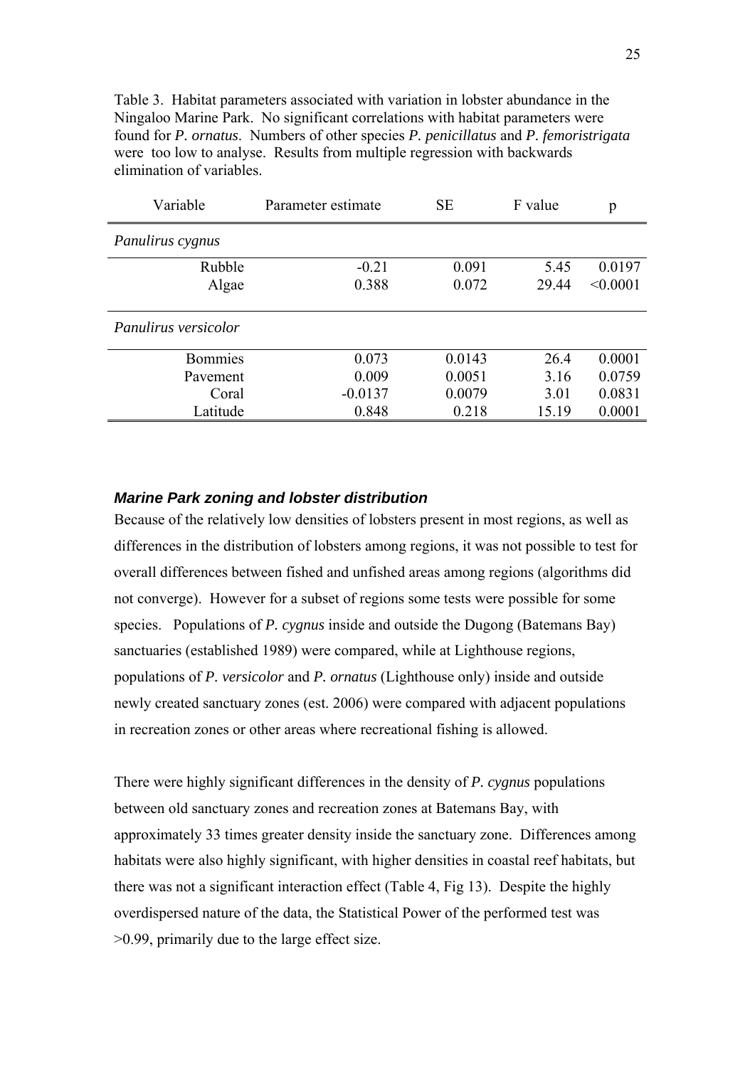Table 3. Habitat parameters associated with variation in lobster abundance in the Ningaloo Marine Park. No significant correlations with habitat parameters were found for *P. ornatus*. Numbers of other species *P. penicillatus* and *P. femoristrigata* were too low to analyse. Results from multiple regression with backwards elimination of variables.

| Variable | Parameter estimate | SE | F value | p |
|---|---|---|---|---|
| *Panulirus cygnus* | | | | |
| Rubble | -0.21 | 0.091 | 5.45 | 0.0197 |
| Algae | 0.388 | 0.072 | 29.44 | <0.0001 |
| *Panulirus versicolor* | | | | |
| Bommies | 0.073 | 0.0143 | 26.4 | 0.0001 |
| Pavement | 0.009 | 0.0051 | 3.16 | 0.0759 |
| Coral | -0.0137 | 0.0079 | 3.01 | 0.0831 |
| Latitude | 0.848 | 0.218 | 15.19 | 0.0001 |

### *Marine Park zoning and lobster distribution*

Because of the relatively low densities of lobsters present in most regions, as well as differences in the distribution of lobsters among regions, it was not possible to test for overall differences between fished and unfished areas among regions (algorithms did not converge). However for a subset of regions some tests were possible for some species. Populations of *P. cygnus* inside and outside the Dugong (Batemans Bay) sanctuaries (established 1989) were compared, while at Lighthouse regions, populations of *P. versicolor* and *P. ornatus* (Lighthouse only) inside and outside newly created sanctuary zones (est. 2006) were compared with adjacent populations in recreation zones or other areas where recreational fishing is allowed.

There were highly significant differences in the density of *P. cygnus* populations between old sanctuary zones and recreation zones at Batemans Bay, with approximately 33 times greater density inside the sanctuary zone. Differences among habitats were also highly significant, with higher densities in coastal reef habitats, but there was not a significant interaction effect (Table 4, Fig 13). Despite the highly overdispersed nature of the data, the Statistical Power of the performed test was >0.99, primarily due to the large effect size.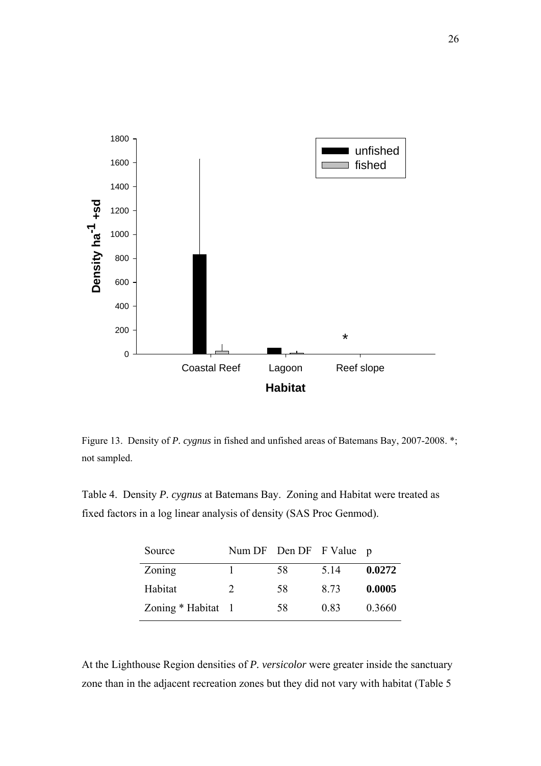Figure 13. Density of *P. cygnus* in fished and unfished areas of Batemans Bay, 2007-2008. *; not sampled.

Table 4. Density *P. cygnus* at Batemans Bay. Zoning and Habitat were treated as fixed factors in a log linear analysis of density (SAS Proc Genmod).

| Source | Num DF | Den DF | F Value | p |
|---|---|---|---|---|
| Zoning | 1 | 58 | 5.14 | **0.0272** |
| Habitat | 2 | 58 | 8.73 | **0.0005** |
| Zoning * Habitat | 1 | 58 | 0.83 | 0.3660 |

At the Lighthouse Region densities of *P. versicolor* were greater inside the sanctuary zone than in the adjacent recreation zones but they did not vary with habitat (Table 5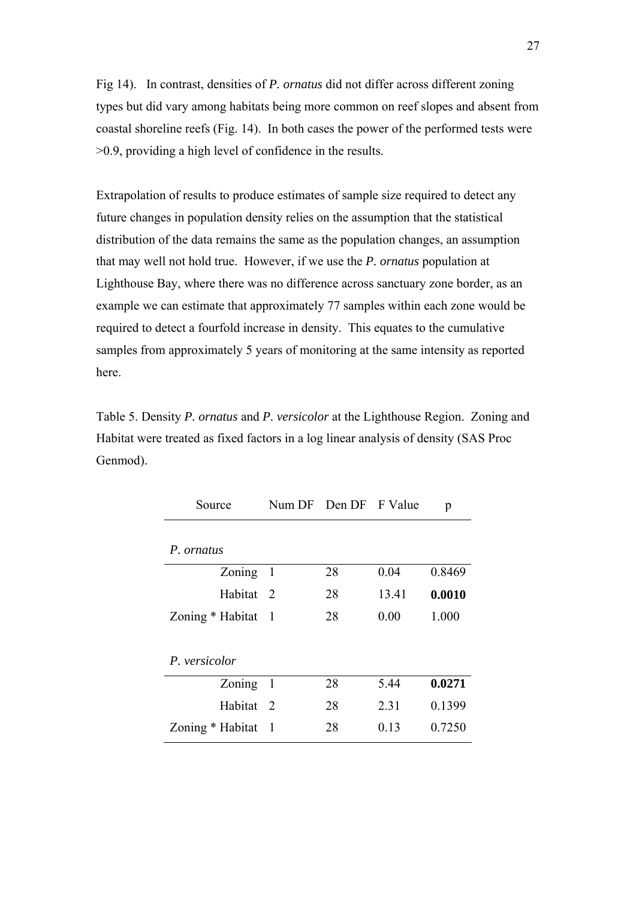Fig 14). In contrast, densities of *P. ornatus* did not differ across different zoning types but did vary among habitats being more common on reef slopes and absent from coastal shoreline reefs (Fig. 14). In both cases the power of the performed tests were >0.9, providing a high level of confidence in the results.

Extrapolation of results to produce estimates of sample size required to detect any future changes in population density relies on the assumption that the statistical distribution of the data remains the same as the population changes, an assumption that may well not hold true. However, if we use the *P. ornatus* population at Lighthouse Bay, where there was no difference across sanctuary zone border, as an example we can estimate that approximately 77 samples within each zone would be required to detect a fourfold increase in density. This equates to the cumulative samples from approximately 5 years of monitoring at the same intensity as reported here.

Table 5. Density *P. ornatus* and *P. versicolor* at the Lighthouse Region. Zoning and Habitat were treated as fixed factors in a log linear analysis of density (SAS Proc Genmod).

| Source | Num DF | Den DF | F Value | p |
|---|---|---|---|---|
| *P. ornatus* | | | | |
| Zoning | 1 | 28 | 0.04 | 0.8469 |
| Habitat | 2 | 28 | 13.41 | **0.0010** |
| Zoning * Habitat | 1 | 28 | 0.00 | 1.000 |
| *P. versicolor* | | | | |
| Zoning | 1 | 28 | 5.44 | **0.0271** |
| Habitat | 2 | 28 | 2.31 | 0.1399 |
| Zoning * Habitat | 1 | 28 | 0.13 | 0.7250 |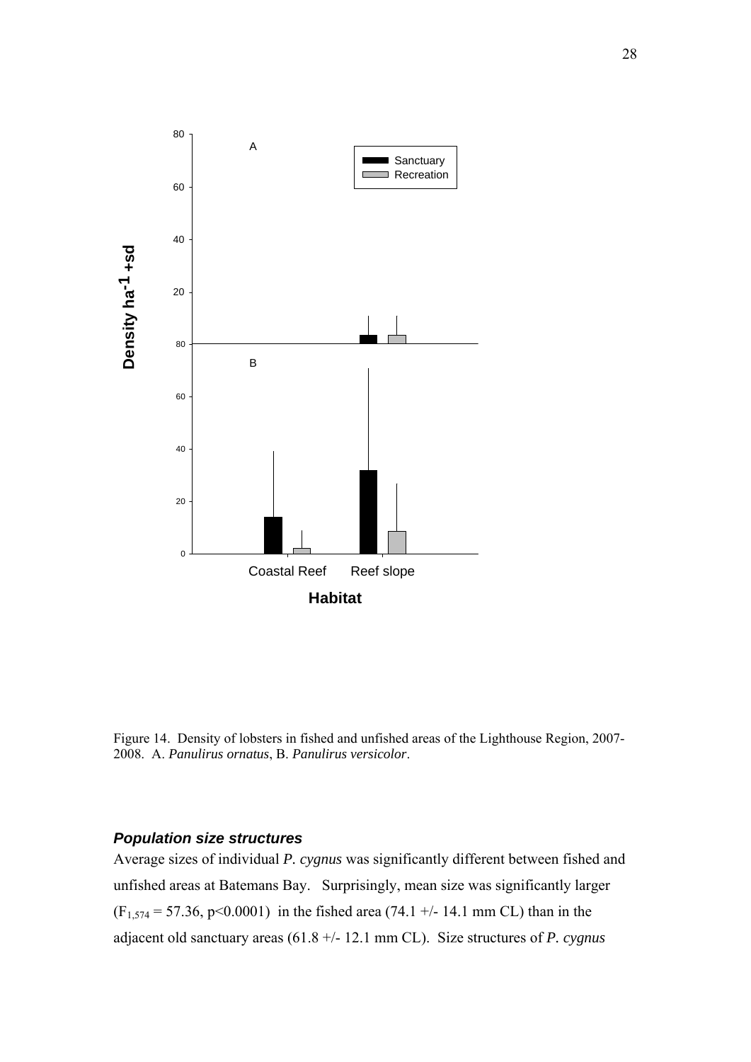Figure 14. Density of lobsters in fished and unfished areas of the Lighthouse Region, 2007-2008. A. *Panulirus ornatus*, B. *Panulirus versicolor*.

### *Population size structures*

Average sizes of individual *P. cygnus* was significantly different between fished and unfished areas at Batemans Bay. Surprisingly, mean size was significantly larger ($F_{1,574} = 57.36$, $p<0.0001$) in the fished area (74.1 +/- 14.1 mm CL) than in the adjacent old sanctuary areas (61.8 +/- 12.1 mm CL). Size structures of *P. cygnus*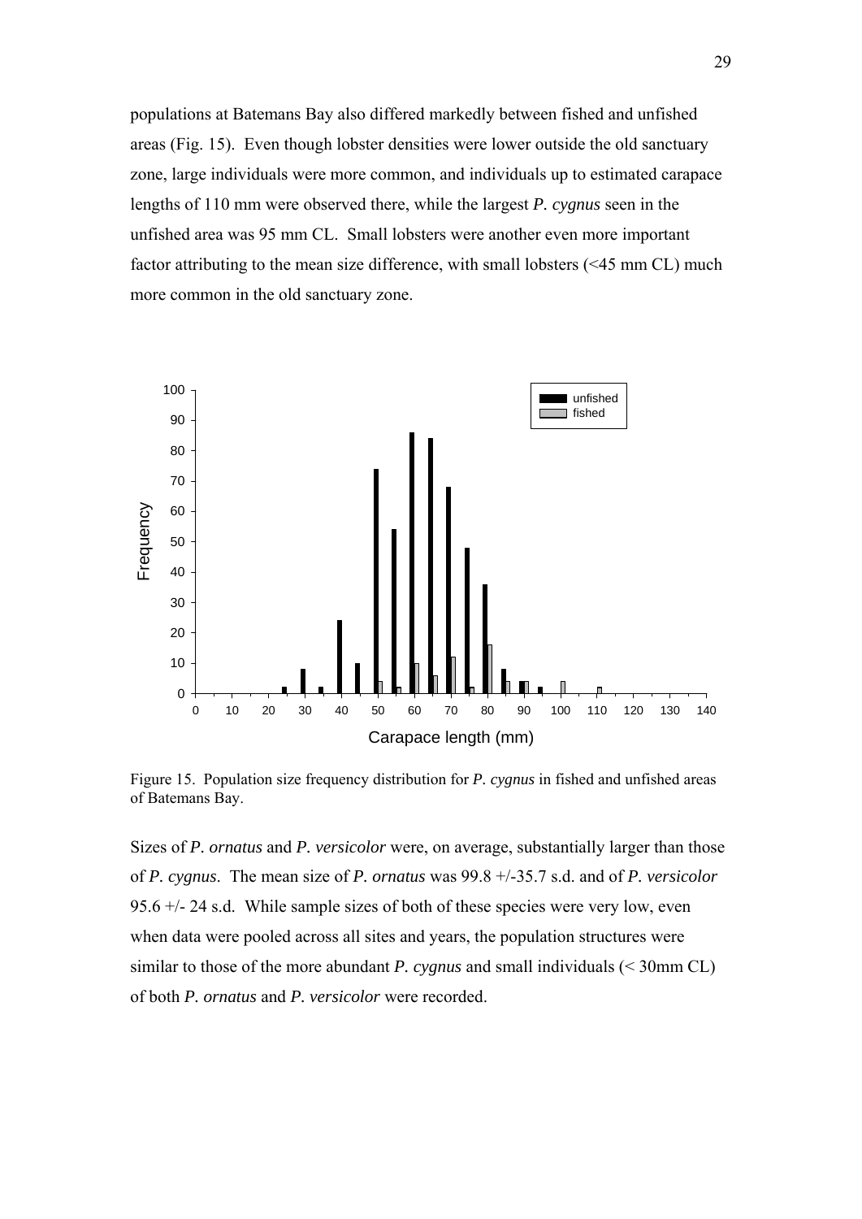populations at Batemans Bay also differed markedly between fished and unfished areas (Fig. 15). Even though lobster densities were lower outside the old sanctuary zone, large individuals were more common, and individuals up to estimated carapace lengths of 110 mm were observed there, while the largest *P. cygnus* seen in the unfished area was 95 mm CL. Small lobsters were another even more important factor attributing to the mean size difference, with small lobsters (<45 mm CL) much more common in the old sanctuary zone.

Figure 15. Population size frequency distribution for *P. cygnus* in fished and unfished areas of Batemans Bay.

Sizes of *P. ornatus* and *P. versicolor* were, on average, substantially larger than those of *P. cygnus*. The mean size of *P. ornatus* was 99.8 +/-35.7 s.d. and of *P. versicolor* 95.6 +/- 24 s.d. While sample sizes of both of these species were very low, even when data were pooled across all sites and years, the population structures were similar to those of the more abundant *P. cygnus* and small individuals (< 30mm CL) of both *P. ornatus* and *P. versicolor* were recorded.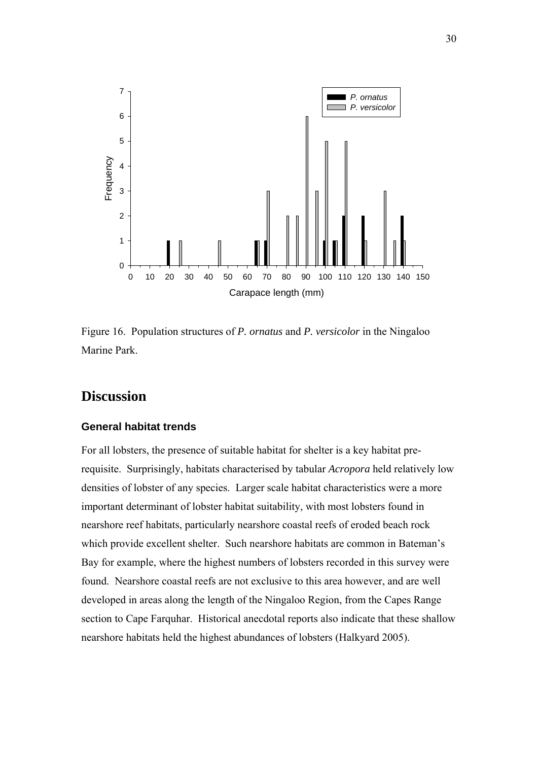Figure 16. Population structures of *P. ornatus* and *P. versicolor* in the Ningaloo Marine Park.

# Discussion

### General habitat trends

For all lobsters, the presence of suitable habitat for shelter is a key habitat pre-requisite. Surprisingly, habitats characterised by tabular *Acropora* held relatively low densities of lobster of any species. Larger scale habitat characteristics were a more important determinant of lobster habitat suitability, with most lobsters found in nearshore reef habitats, particularly nearshore coastal reefs of eroded beach rock which provide excellent shelter. Such nearshore habitats are common in Bateman's Bay for example, where the highest numbers of lobsters recorded in this survey were found. Nearshore coastal reefs are not exclusive to this area however, and are well developed in areas along the length of the Ningaloo Region, from the Capes Range section to Cape Farquhar. Historical anecdotal reports also indicate that these shallow nearshore habitats held the highest abundances of lobsters (Halkyard 2005).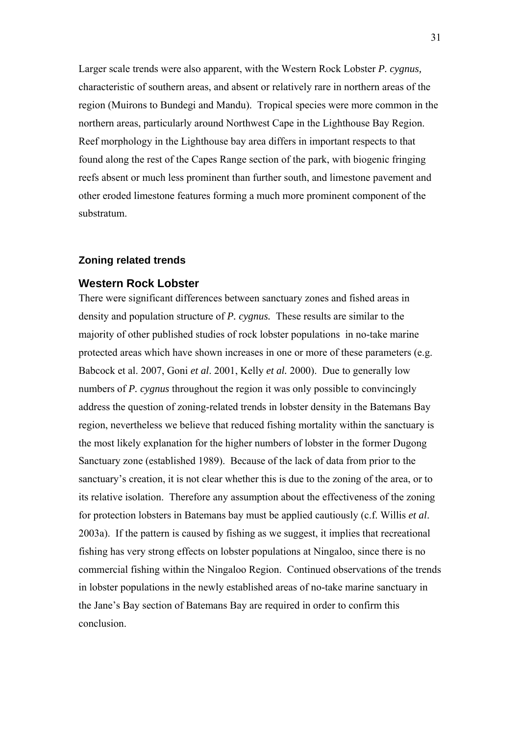Larger scale trends were also apparent, with the Western Rock Lobster *P. cygnus,* characteristic of southern areas, and absent or relatively rare in northern areas of the region (Muirons to Bundegi and Mandu). Tropical species were more common in the northern areas, particularly around Northwest Cape in the Lighthouse Bay Region. Reef morphology in the Lighthouse bay area differs in important respects to that found along the rest of the Capes Range section of the park, with biogenic fringing reefs absent or much less prominent than further south, and limestone pavement and other eroded limestone features forming a much more prominent component of the substratum.

### Zoning related trends

## Western Rock Lobster

There were significant differences between sanctuary zones and fished areas in density and population structure of *P. cygnus.* These results are similar to the majority of other published studies of rock lobster populations in no-take marine protected areas which have shown increases in one or more of these parameters (e.g. Babcock et al. 2007, Goni *et al*. 2001, Kelly *et al.* 2000). Due to generally low numbers of *P. cygnus* throughout the region it was only possible to convincingly address the question of zoning-related trends in lobster density in the Batemans Bay region, nevertheless we believe that reduced fishing mortality within the sanctuary is the most likely explanation for the higher numbers of lobster in the former Dugong Sanctuary zone (established 1989). Because of the lack of data from prior to the sanctuary's creation, it is not clear whether this is due to the zoning of the area, or to its relative isolation. Therefore any assumption about the effectiveness of the zoning for protection lobsters in Batemans bay must be applied cautiously (c.f. Willis *et al*. 2003a). If the pattern is caused by fishing as we suggest, it implies that recreational fishing has very strong effects on lobster populations at Ningaloo, since there is no commercial fishing within the Ningaloo Region. Continued observations of the trends in lobster populations in the newly established areas of no-take marine sanctuary in the Jane's Bay section of Batemans Bay are required in order to confirm this conclusion.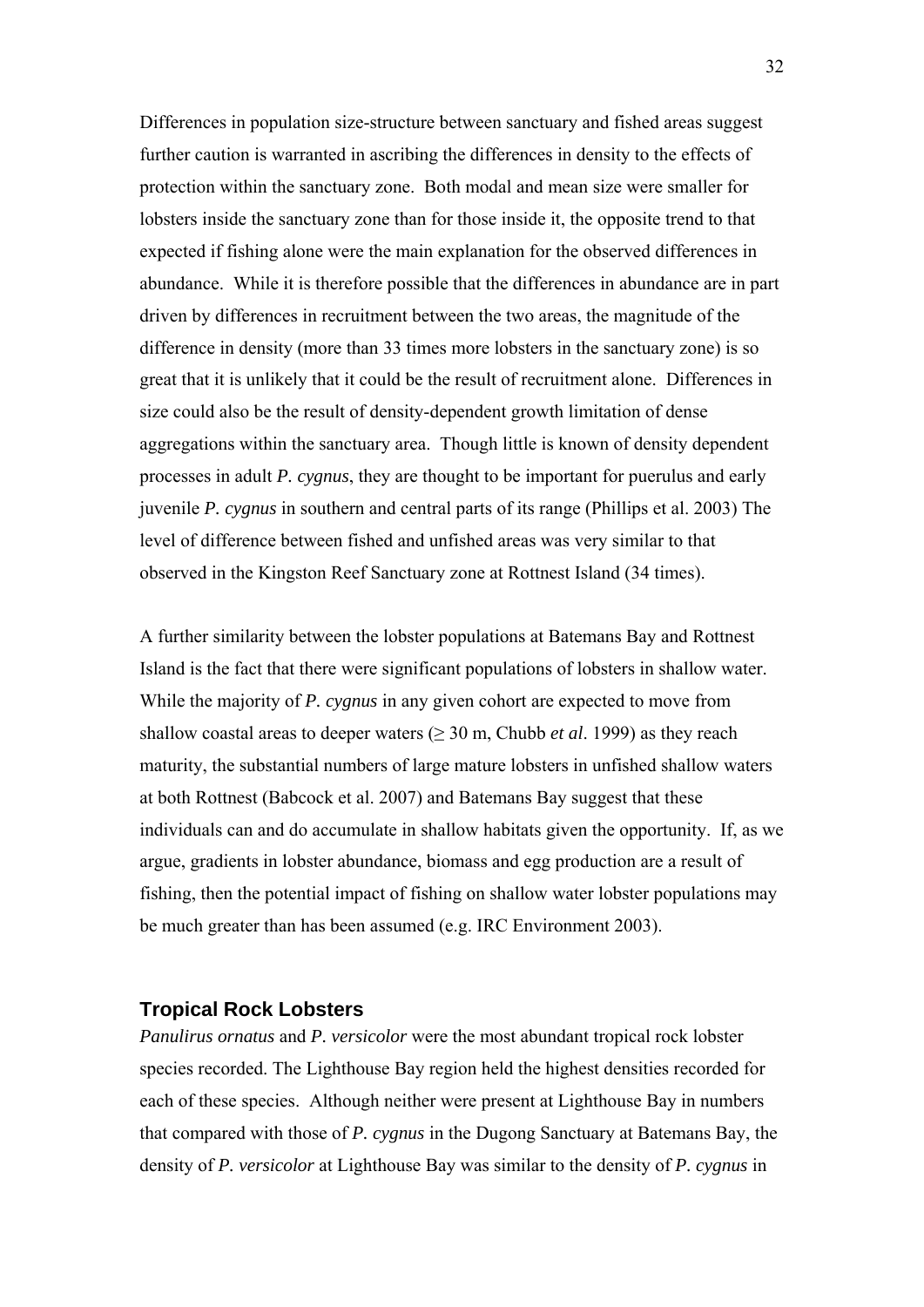Differences in population size-structure between sanctuary and fished areas suggest further caution is warranted in ascribing the differences in density to the effects of protection within the sanctuary zone. Both modal and mean size were smaller for lobsters inside the sanctuary zone than for those inside it, the opposite trend to that expected if fishing alone were the main explanation for the observed differences in abundance. While it is therefore possible that the differences in abundance are in part driven by differences in recruitment between the two areas, the magnitude of the difference in density (more than 33 times more lobsters in the sanctuary zone) is so great that it is unlikely that it could be the result of recruitment alone. Differences in size could also be the result of density-dependent growth limitation of dense aggregations within the sanctuary area. Though little is known of density dependent processes in adult *P. cygnus*, they are thought to be important for puerulus and early juvenile *P. cygnus* in southern and central parts of its range (Phillips et al. 2003) The level of difference between fished and unfished areas was very similar to that observed in the Kingston Reef Sanctuary zone at Rottnest Island (34 times).

A further similarity between the lobster populations at Batemans Bay and Rottnest Island is the fact that there were significant populations of lobsters in shallow water. While the majority of *P. cygnus* in any given cohort are expected to move from shallow coastal areas to deeper waters (≥ 30 m, Chubb *et al*. 1999) as they reach maturity, the substantial numbers of large mature lobsters in unfished shallow waters at both Rottnest (Babcock et al. 2007) and Batemans Bay suggest that these individuals can and do accumulate in shallow habitats given the opportunity. If, as we argue, gradients in lobster abundance, biomass and egg production are a result of fishing, then the potential impact of fishing on shallow water lobster populations may be much greater than has been assumed (e.g. IRC Environment 2003).

## Tropical Rock Lobsters

*Panulirus ornatus* and *P. versicolor* were the most abundant tropical rock lobster species recorded. The Lighthouse Bay region held the highest densities recorded for each of these species. Although neither were present at Lighthouse Bay in numbers that compared with those of *P. cygnus* in the Dugong Sanctuary at Batemans Bay, the density of *P. versicolor* at Lighthouse Bay was similar to the density of *P. cygnus* in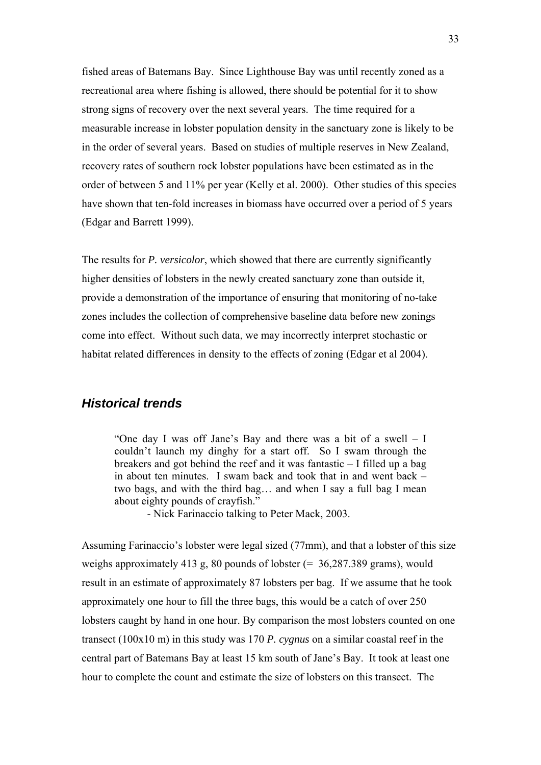fished areas of Batemans Bay. Since Lighthouse Bay was until recently zoned as a recreational area where fishing is allowed, there should be potential for it to show strong signs of recovery over the next several years. The time required for a measurable increase in lobster population density in the sanctuary zone is likely to be in the order of several years. Based on studies of multiple reserves in New Zealand, recovery rates of southern rock lobster populations have been estimated as in the order of between 5 and 11% per year (Kelly et al. 2000). Other studies of this species have shown that ten-fold increases in biomass have occurred over a period of 5 years (Edgar and Barrett 1999).

The results for *P. versicolor*, which showed that there are currently significantly higher densities of lobsters in the newly created sanctuary zone than outside it, provide a demonstration of the importance of ensuring that monitoring of no-take zones includes the collection of comprehensive baseline data before new zonings come into effect. Without such data, we may incorrectly interpret stochastic or habitat related differences in density to the effects of zoning (Edgar et al 2004).

## *Historical trends*

> "One day I was off Jane's Bay and there was a bit of a swell – I couldn't launch my dinghy for a start off. So I swam through the breakers and got behind the reef and it was fantastic – I filled up a bag in about ten minutes. I swam back and took that in and went back – two bags, and with the third bag… and when I say a full bag I mean about eighty pounds of crayfish."
>
> - Nick Farinaccio talking to Peter Mack, 2003.

Assuming Farinaccio's lobster were legal sized (77mm), and that a lobster of this size weighs approximately 413 g, 80 pounds of lobster (= 36,287.389 grams), would result in an estimate of approximately 87 lobsters per bag. If we assume that he took approximately one hour to fill the three bags, this would be a catch of over 250 lobsters caught by hand in one hour. By comparison the most lobsters counted on one transect (100x10 m) in this study was 170 *P. cygnus* on a similar coastal reef in the central part of Batemans Bay at least 15 km south of Jane's Bay. It took at least one hour to complete the count and estimate the size of lobsters on this transect. The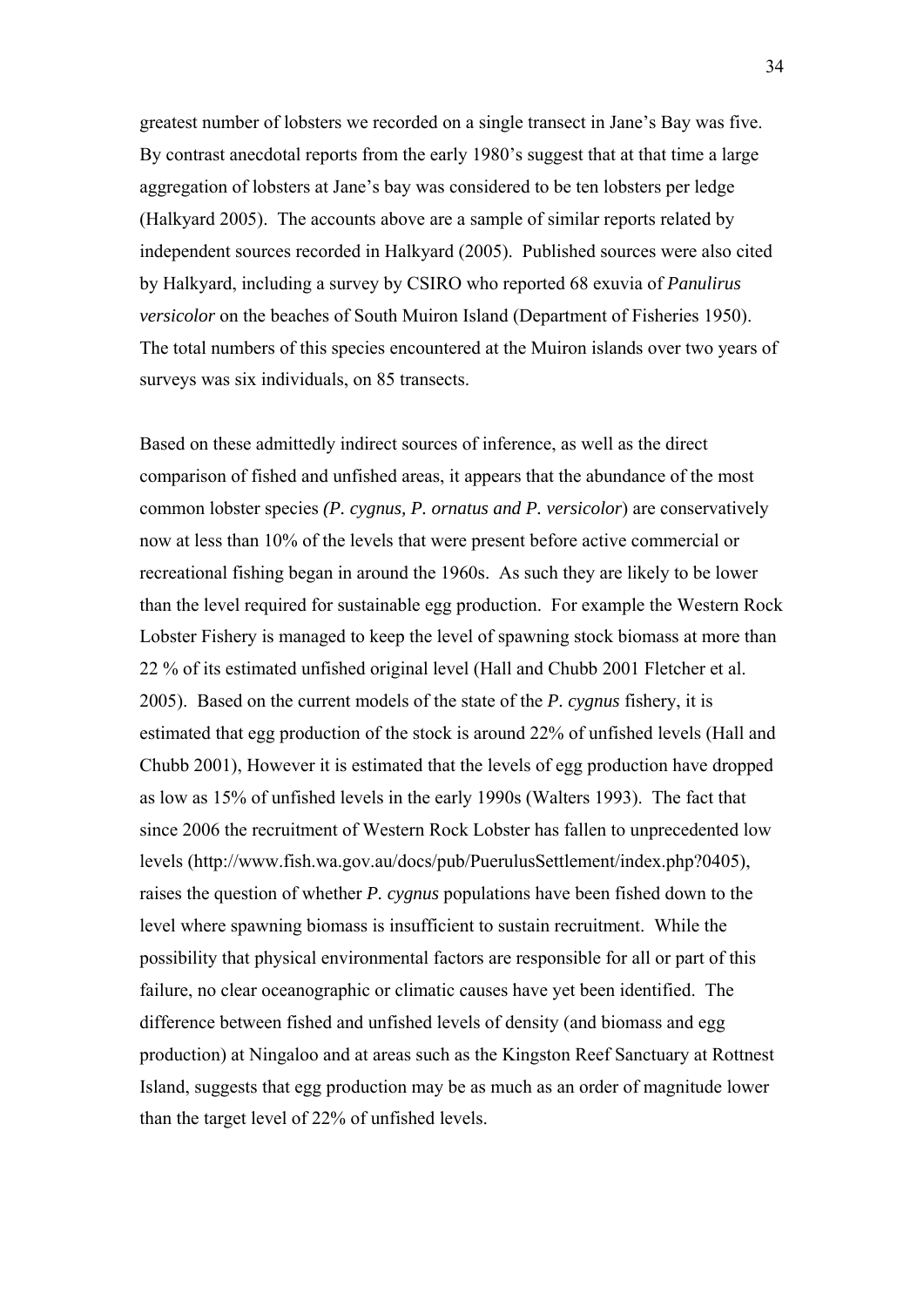greatest number of lobsters we recorded on a single transect in Jane's Bay was five. By contrast anecdotal reports from the early 1980's suggest that at that time a large aggregation of lobsters at Jane's bay was considered to be ten lobsters per ledge (Halkyard 2005). The accounts above are a sample of similar reports related by independent sources recorded in Halkyard (2005). Published sources were also cited by Halkyard, including a survey by CSIRO who reported 68 exuvia of *Panulirus versicolor* on the beaches of South Muiron Island (Department of Fisheries 1950). The total numbers of this species encountered at the Muiron islands over two years of surveys was six individuals, on 85 transects.

Based on these admittedly indirect sources of inference, as well as the direct comparison of fished and unfished areas, it appears that the abundance of the most common lobster species *(P. cygnus, P. ornatus and P. versicolor*) are conservatively now at less than 10% of the levels that were present before active commercial or recreational fishing began in around the 1960s. As such they are likely to be lower than the level required for sustainable egg production. For example the Western Rock Lobster Fishery is managed to keep the level of spawning stock biomass at more than 22 % of its estimated unfished original level (Hall and Chubb 2001 Fletcher et al. 2005). Based on the current models of the state of the *P. cygnus* fishery, it is estimated that egg production of the stock is around 22% of unfished levels (Hall and Chubb 2001), However it is estimated that the levels of egg production have dropped as low as 15% of unfished levels in the early 1990s (Walters 1993). The fact that since 2006 the recruitment of Western Rock Lobster has fallen to unprecedented low levels (http://www.fish.wa.gov.au/docs/pub/PuerulusSettlement/index.php?0405), raises the question of whether *P. cygnus* populations have been fished down to the level where spawning biomass is insufficient to sustain recruitment. While the possibility that physical environmental factors are responsible for all or part of this failure, no clear oceanographic or climatic causes have yet been identified. The difference between fished and unfished levels of density (and biomass and egg production) at Ningaloo and at areas such as the Kingston Reef Sanctuary at Rottnest Island, suggests that egg production may be as much as an order of magnitude lower than the target level of 22% of unfished levels.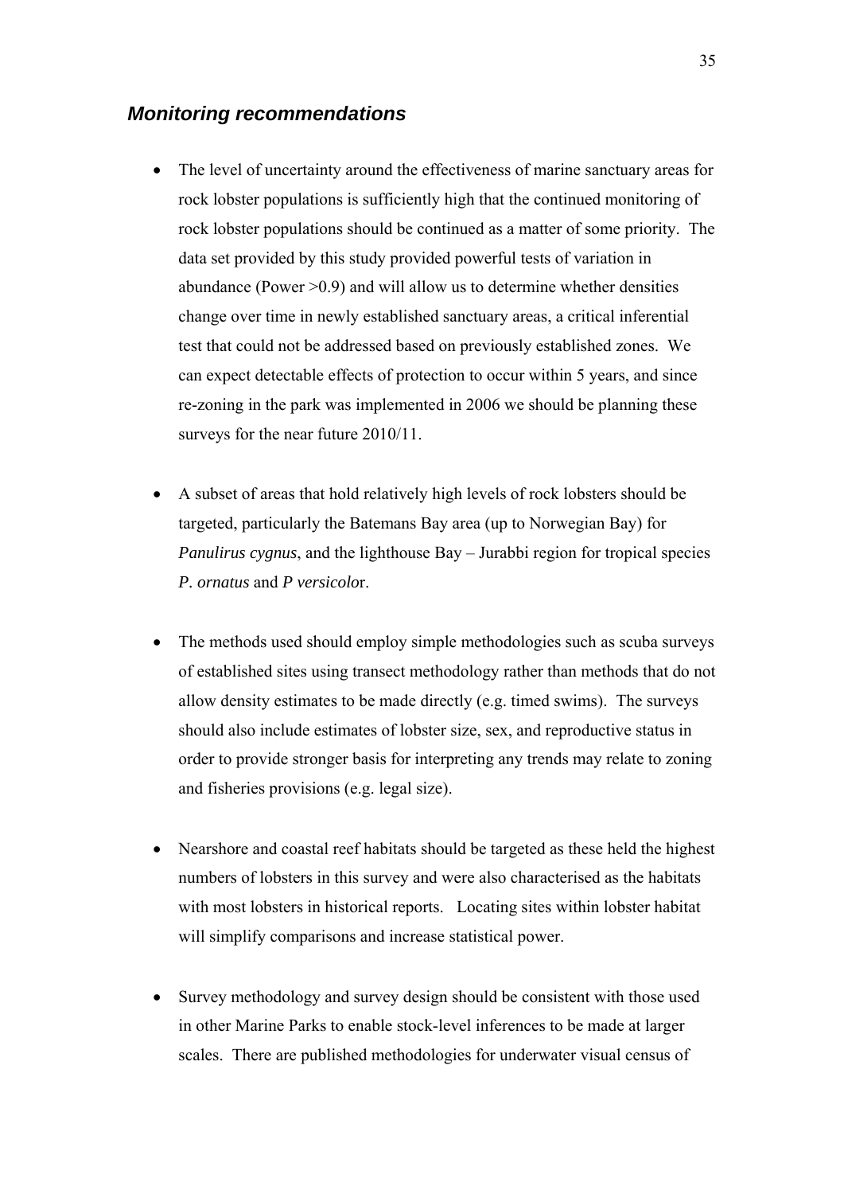## *Monitoring recommendations*

- The level of uncertainty around the effectiveness of marine sanctuary areas for rock lobster populations is sufficiently high that the continued monitoring of rock lobster populations should be continued as a matter of some priority. The data set provided by this study provided powerful tests of variation in abundance (Power >0.9) and will allow us to determine whether densities change over time in newly established sanctuary areas, a critical inferential test that could not be addressed based on previously established zones. We can expect detectable effects of protection to occur within 5 years, and since re-zoning in the park was implemented in 2006 we should be planning these surveys for the near future 2010/11.

- A subset of areas that hold relatively high levels of rock lobsters should be targeted, particularly the Batemans Bay area (up to Norwegian Bay) for *Panulirus cygnus*, and the lighthouse Bay – Jurabbi region for tropical species *P. ornatus* and *P versicolo*r.

- The methods used should employ simple methodologies such as scuba surveys of established sites using transect methodology rather than methods that do not allow density estimates to be made directly (e.g. timed swims). The surveys should also include estimates of lobster size, sex, and reproductive status in order to provide stronger basis for interpreting any trends may relate to zoning and fisheries provisions (e.g. legal size).

- Nearshore and coastal reef habitats should be targeted as these held the highest numbers of lobsters in this survey and were also characterised as the habitats with most lobsters in historical reports. Locating sites within lobster habitat will simplify comparisons and increase statistical power.

- Survey methodology and survey design should be consistent with those used in other Marine Parks to enable stock-level inferences to be made at larger scales. There are published methodologies for underwater visual census of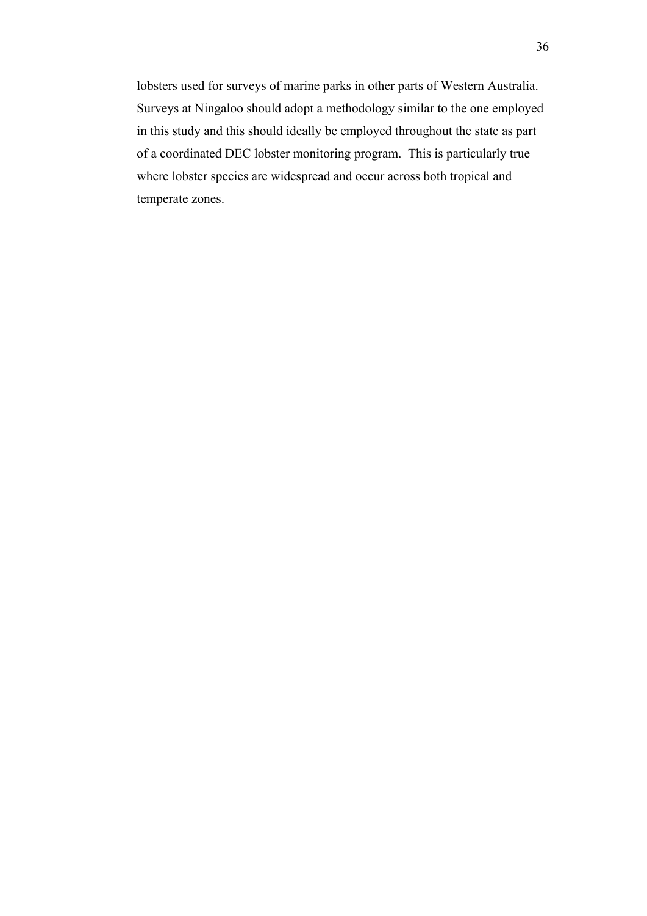lobsters used for surveys of marine parks in other parts of Western Australia. Surveys at Ningaloo should adopt a methodology similar to the one employed in this study and this should ideally be employed throughout the state as part of a coordinated DEC lobster monitoring program. This is particularly true where lobster species are widespread and occur across both tropical and temperate zones.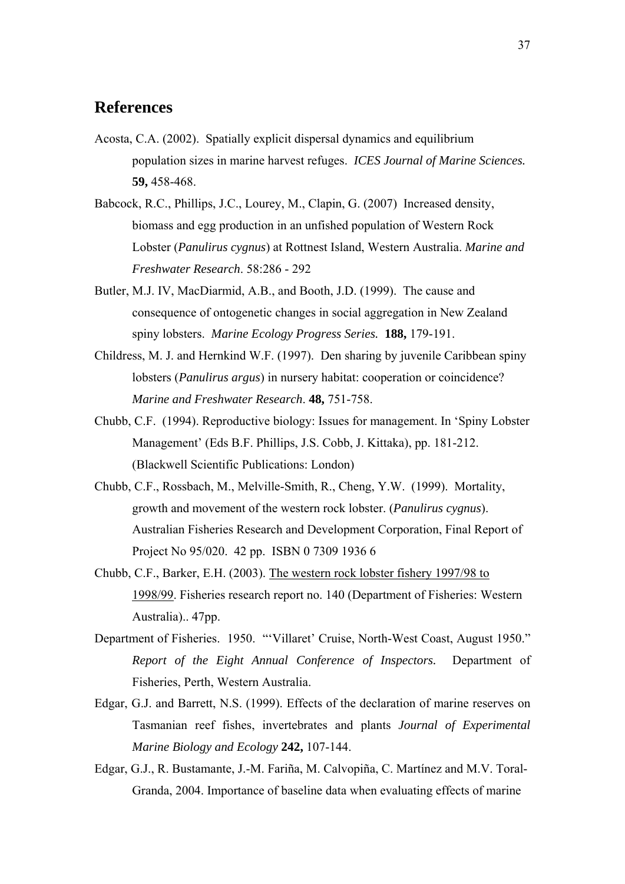## References

Acosta, C.A. (2002). Spatially explicit dispersal dynamics and equilibrium population sizes in marine harvest refuges. *ICES Journal of Marine Sciences.* **59,** 458-468.

Babcock, R.C., Phillips, J.C., Lourey, M., Clapin, G. (2007) Increased density, biomass and egg production in an unfished population of Western Rock Lobster (*Panulirus cygnus*) at Rottnest Island, Western Australia. *Marine and Freshwater Research*. 58:286 - 292

Butler, M.J. IV, MacDiarmid, A.B., and Booth, J.D. (1999). The cause and consequence of ontogenetic changes in social aggregation in New Zealand spiny lobsters. *Marine Ecology Progress Series.* **188,** 179-191.

Childress, M. J. and Hernkind W.F. (1997). Den sharing by juvenile Caribbean spiny lobsters (*Panulirus argus*) in nursery habitat: cooperation or coincidence? *Marine and Freshwater Research*. **48,** 751-758.

Chubb, C.F. (1994). Reproductive biology: Issues for management. In 'Spiny Lobster Management' (Eds B.F. Phillips, J.S. Cobb, J. Kittaka), pp. 181-212. (Blackwell Scientific Publications: London)

Chubb, C.F., Rossbach, M., Melville-Smith, R., Cheng, Y.W. (1999). Mortality, growth and movement of the western rock lobster. (*Panulirus cygnus*). Australian Fisheries Research and Development Corporation, Final Report of Project No 95/020. 42 pp. ISBN 0 7309 1936 6

Chubb, C.F., Barker, E.H. (2003). The western rock lobster fishery 1997/98 to 1998/99. Fisheries research report no. 140 (Department of Fisheries: Western Australia).. 47pp.

Department of Fisheries. 1950. "'Villaret' Cruise, North-West Coast, August 1950." *Report of the Eight Annual Conference of Inspectors.* Department of Fisheries, Perth, Western Australia.

Edgar, G.J. and Barrett, N.S. (1999). Effects of the declaration of marine reserves on Tasmanian reef fishes, invertebrates and plants *Journal of Experimental Marine Biology and Ecology* **242,** 107-144.

Edgar, G.J., R. Bustamante, J.-M. Fariña, M. Calvopiña, C. Martínez and M.V. Toral-Granda, 2004. Importance of baseline data when evaluating effects of marine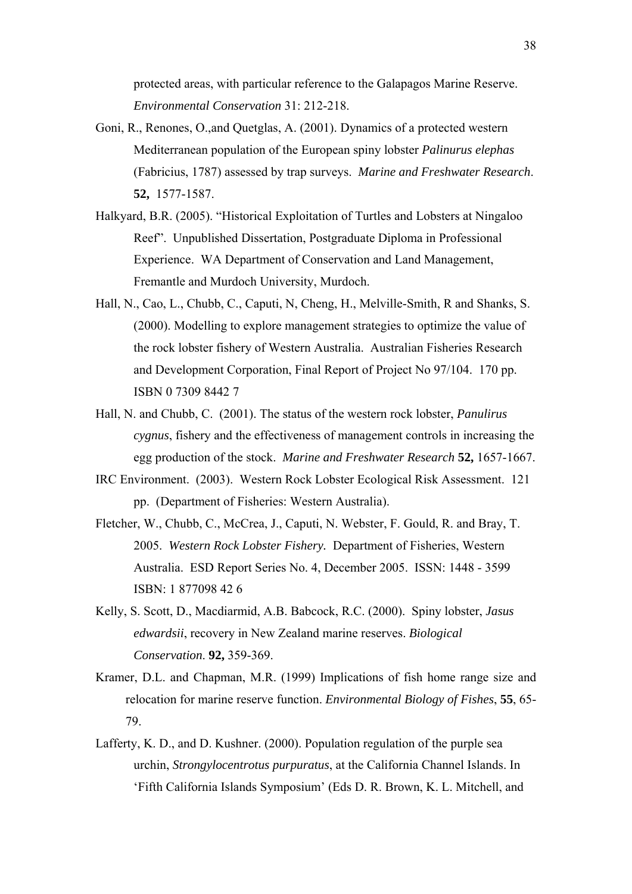protected areas, with particular reference to the Galapagos Marine Reserve. *Environmental Conservation* 31: 212-218.

Goni, R., Renones, O.,and Quetglas, A. (2001). Dynamics of a protected western Mediterranean population of the European spiny lobster *Palinurus elephas* (Fabricius, 1787) assessed by trap surveys. *Marine and Freshwater Research*. **52,** 1577-1587.

Halkyard, B.R. (2005). "Historical Exploitation of Turtles and Lobsters at Ningaloo Reef". Unpublished Dissertation, Postgraduate Diploma in Professional Experience. WA Department of Conservation and Land Management, Fremantle and Murdoch University, Murdoch.

Hall, N., Cao, L., Chubb, C., Caputi, N, Cheng, H., Melville-Smith, R and Shanks, S. (2000). Modelling to explore management strategies to optimize the value of the rock lobster fishery of Western Australia. Australian Fisheries Research and Development Corporation, Final Report of Project No 97/104. 170 pp. ISBN 0 7309 8442 7

Hall, N. and Chubb, C. (2001). The status of the western rock lobster, *Panulirus cygnus*, fishery and the effectiveness of management controls in increasing the egg production of the stock. *Marine and Freshwater Research* **52,** 1657-1667.

IRC Environment. (2003). Western Rock Lobster Ecological Risk Assessment. 121 pp. (Department of Fisheries: Western Australia).

Fletcher, W., Chubb, C., McCrea, J., Caputi, N. Webster, F. Gould, R. and Bray, T. 2005. *Western Rock Lobster Fishery.* Department of Fisheries, Western Australia. ESD Report Series No. 4, December 2005. ISSN: 1448 - 3599 ISBN: 1 877098 42 6

Kelly, S. Scott, D., Macdiarmid, A.B. Babcock, R.C. (2000). Spiny lobster, *Jasus edwardsii*, recovery in New Zealand marine reserves. *Biological Conservation*. **92,** 359-369.

Kramer, D.L. and Chapman, M.R. (1999) Implications of fish home range size and relocation for marine reserve function. *Environmental Biology of Fishes*, **55**, 65-79.

Lafferty, K. D., and D. Kushner. (2000). Population regulation of the purple sea urchin, *Strongylocentrotus purpuratus*, at the California Channel Islands. In 'Fifth California Islands Symposium' (Eds D. R. Brown, K. L. Mitchell, and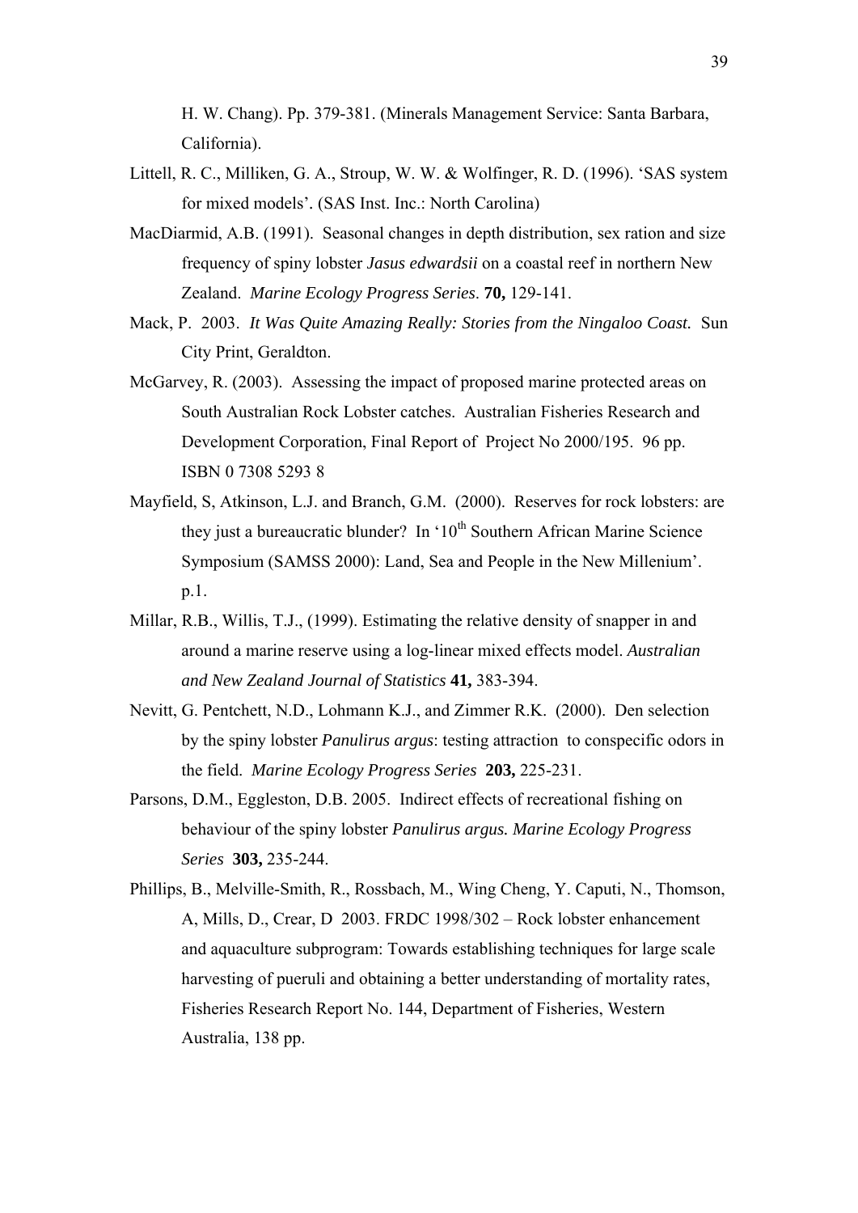H. W. Chang). Pp. 379-381. (Minerals Management Service: Santa Barbara, California).

Littell, R. C., Milliken, G. A., Stroup, W. W. & Wolfinger, R. D. (1996). 'SAS system for mixed models'. (SAS Inst. Inc.: North Carolina)

MacDiarmid, A.B. (1991). Seasonal changes in depth distribution, sex ration and size frequency of spiny lobster *Jasus edwardsii* on a coastal reef in northern New Zealand. *Marine Ecology Progress Series*. **70,** 129-141.

Mack, P. 2003. *It Was Quite Amazing Really: Stories from the Ningaloo Coast.* Sun City Print, Geraldton.

McGarvey, R. (2003). Assessing the impact of proposed marine protected areas on South Australian Rock Lobster catches. Australian Fisheries Research and Development Corporation, Final Report of Project No 2000/195. 96 pp. ISBN 0 7308 5293 8

Mayfield, S, Atkinson, L.J. and Branch, G.M. (2000). Reserves for rock lobsters: are they just a bureaucratic blunder? In '10th Southern African Marine Science Symposium (SAMSS 2000): Land, Sea and People in the New Millenium'. p.1.

Millar, R.B., Willis, T.J., (1999). Estimating the relative density of snapper in and around a marine reserve using a log-linear mixed effects model. *Australian and New Zealand Journal of Statistics* **41,** 383-394.

Nevitt, G. Pentchett, N.D., Lohmann K.J., and Zimmer R.K. (2000). Den selection by the spiny lobster *Panulirus argus*: testing attraction to conspecific odors in the field. *Marine Ecology Progress Series* **203,** 225-231.

Parsons, D.M., Eggleston, D.B. 2005. Indirect effects of recreational fishing on behaviour of the spiny lobster *Panulirus argus. Marine Ecology Progress Series* **303,** 235-244.

Phillips, B., Melville-Smith, R., Rossbach, M., Wing Cheng, Y. Caputi, N., Thomson, A, Mills, D., Crear, D 2003. FRDC 1998/302 – Rock lobster enhancement and aquaculture subprogram: Towards establishing techniques for large scale harvesting of pueruli and obtaining a better understanding of mortality rates, Fisheries Research Report No. 144, Department of Fisheries, Western Australia, 138 pp.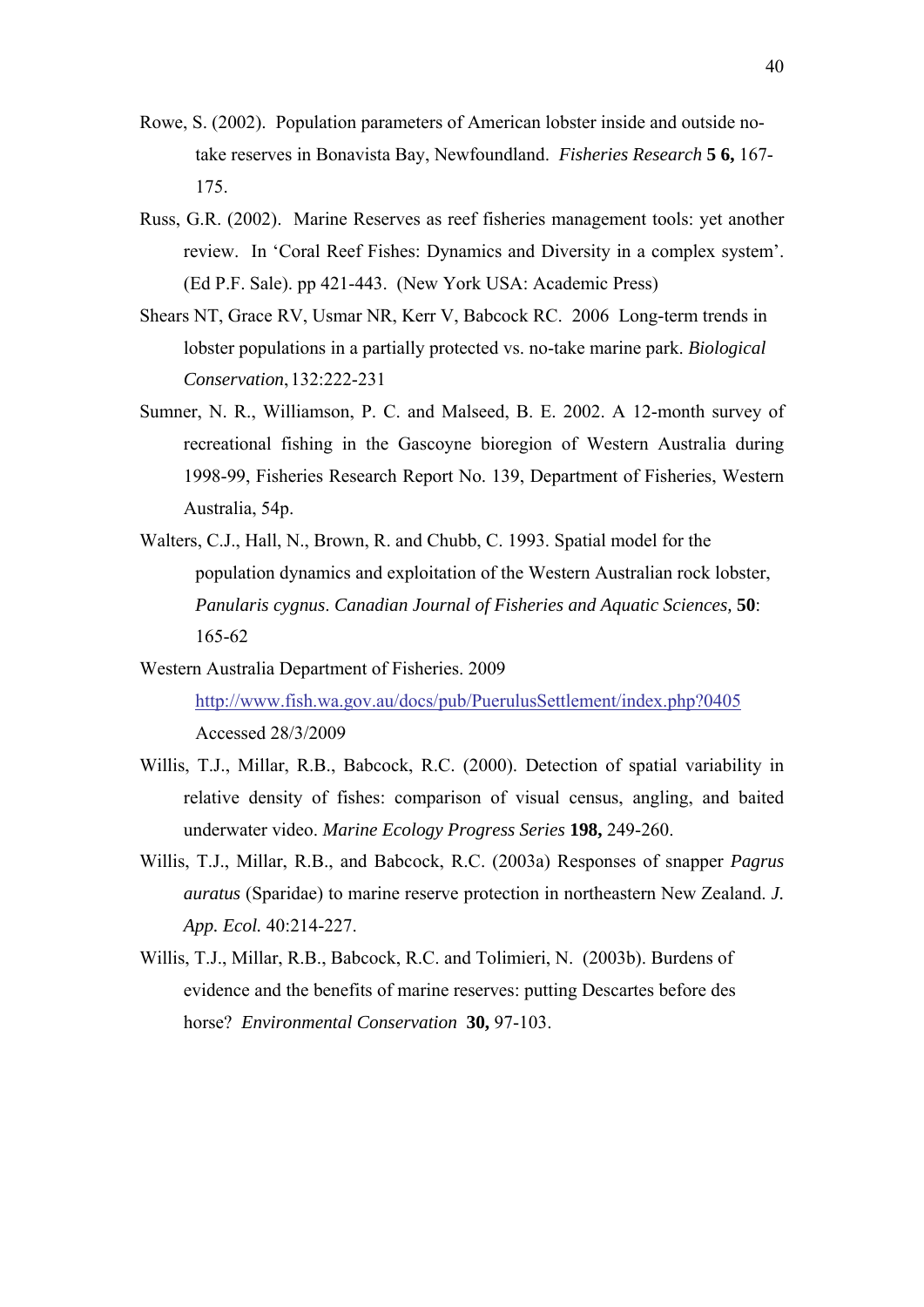Rowe, S. (2002). Population parameters of American lobster inside and outside no-take reserves in Bonavista Bay, Newfoundland. *Fisheries Research* **5 6,** 167-175.

Russ, G.R. (2002). Marine Reserves as reef fisheries management tools: yet another review. In 'Coral Reef Fishes: Dynamics and Diversity in a complex system'. (Ed P.F. Sale). pp 421-443. (New York USA: Academic Press)

Shears NT, Grace RV, Usmar NR, Kerr V, Babcock RC. 2006 Long-term trends in lobster populations in a partially protected vs. no-take marine park. *Biological Conservation*, 132:222-231

Sumner, N. R., Williamson, P. C. and Malseed, B. E. 2002. A 12-month survey of recreational fishing in the Gascoyne bioregion of Western Australia during 1998-99, Fisheries Research Report No. 139, Department of Fisheries, Western Australia, 54p.

Walters, C.J., Hall, N., Brown, R. and Chubb, C. 1993. Spatial model for the population dynamics and exploitation of the Western Australian rock lobster, *Panularis cygnus*. *Canadian Journal of Fisheries and Aquatic Sciences,* **50**: 165-62

Western Australia Department of Fisheries. 2009 http://www.fish.wa.gov.au/docs/pub/PuerulusSettlement/index.php?0405 Accessed 28/3/2009

Willis, T.J., Millar, R.B., Babcock, R.C. (2000). Detection of spatial variability in relative density of fishes: comparison of visual census, angling, and baited underwater video. *Marine Ecology Progress Series* **198,** 249-260.

Willis, T.J., Millar, R.B., and Babcock, R.C. (2003a) Responses of snapper *Pagrus auratus* (Sparidae) to marine reserve protection in northeastern New Zealand. *J. App. Ecol.* 40:214-227.

Willis, T.J., Millar, R.B., Babcock, R.C. and Tolimieri, N. (2003b). Burdens of evidence and the benefits of marine reserves: putting Descartes before des horse? *Environmental Conservation* **30,** 97-103.